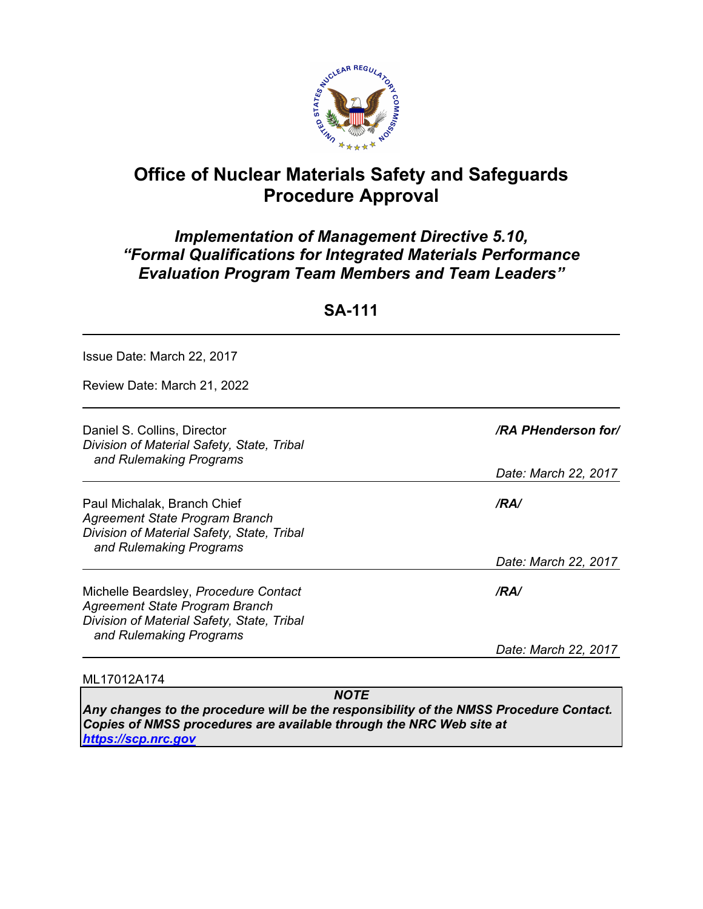# Office of Nuclear Materials Safety and Safeguards Procedure Approval

## *Implementation of Management Directive 5.10, "Formal Qualifications for Integrated Materials Performance Evaluation Program Team Members and Team Leaders"*

## SA-111

---

Issue Date: March 22, 2017

Review Date: March 21, 2022

---

| | |
|---|---|
| Daniel S. Collins, Director<br>*Division of Material Safety, State, Tribal and Rulemaking Programs* | ***/RA PHenderson for/***<br><br>*Date: March 22, 2017* |
| Paul Michalak, Branch Chief<br>*Agreement State Program Branch*<br>*Division of Material Safety, State, Tribal and Rulemaking Programs* | ***/RA/***<br><br>*Date: March 22, 2017* |
| Michelle Beardsley, *Procedure Contact*<br>*Agreement State Program Branch*<br>*Division of Material Safety, State, Tribal and Rulemaking Programs* | ***/RA/***<br><br>*Date: March 22, 2017* |

ML17012A174

***NOTE***

***Any changes to the procedure will be the responsibility of the NMSS Procedure Contact. Copies of NMSS procedures are available through the NRC Web site at https://scp.nrc.gov***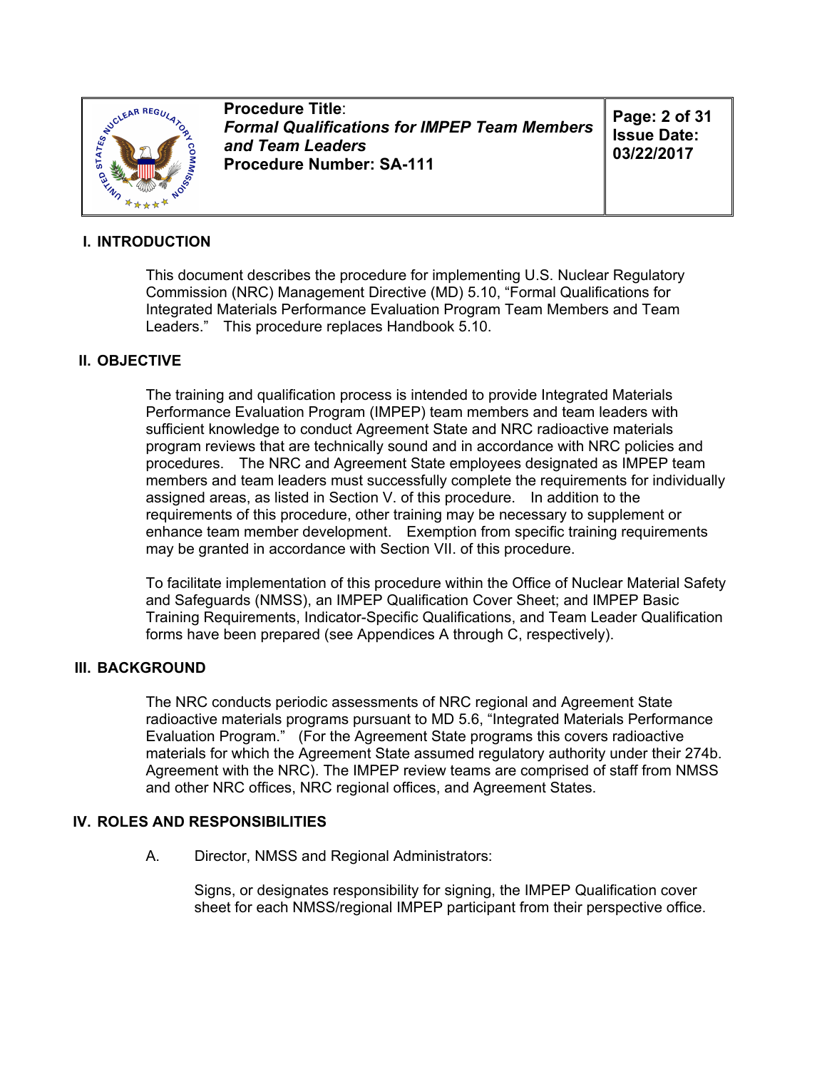## I. INTRODUCTION

This document describes the procedure for implementing U.S. Nuclear Regulatory Commission (NRC) Management Directive (MD) 5.10, "Formal Qualifications for Integrated Materials Performance Evaluation Program Team Members and Team Leaders." This procedure replaces Handbook 5.10.

## II. OBJECTIVE

The training and qualification process is intended to provide Integrated Materials Performance Evaluation Program (IMPEP) team members and team leaders with sufficient knowledge to conduct Agreement State and NRC radioactive materials program reviews that are technically sound and in accordance with NRC policies and procedures. The NRC and Agreement State employees designated as IMPEP team members and team leaders must successfully complete the requirements for individually assigned areas, as listed in Section V. of this procedure. In addition to the requirements of this procedure, other training may be necessary to supplement or enhance team member development. Exemption from specific training requirements may be granted in accordance with Section VII. of this procedure.

To facilitate implementation of this procedure within the Office of Nuclear Material Safety and Safeguards (NMSS), an IMPEP Qualification Cover Sheet; and IMPEP Basic Training Requirements, Indicator-Specific Qualifications, and Team Leader Qualification forms have been prepared (see Appendices A through C, respectively).

## III. BACKGROUND

The NRC conducts periodic assessments of NRC regional and Agreement State radioactive materials programs pursuant to MD 5.6, "Integrated Materials Performance Evaluation Program." (For the Agreement State programs this covers radioactive materials for which the Agreement State assumed regulatory authority under their 274b. Agreement with the NRC). The IMPEP review teams are comprised of staff from NMSS and other NRC offices, NRC regional offices, and Agreement States.

## IV. ROLES AND RESPONSIBILITIES

A. Director, NMSS and Regional Administrators:

Signs, or designates responsibility for signing, the IMPEP Qualification cover sheet for each NMSS/regional IMPEP participant from their perspective office.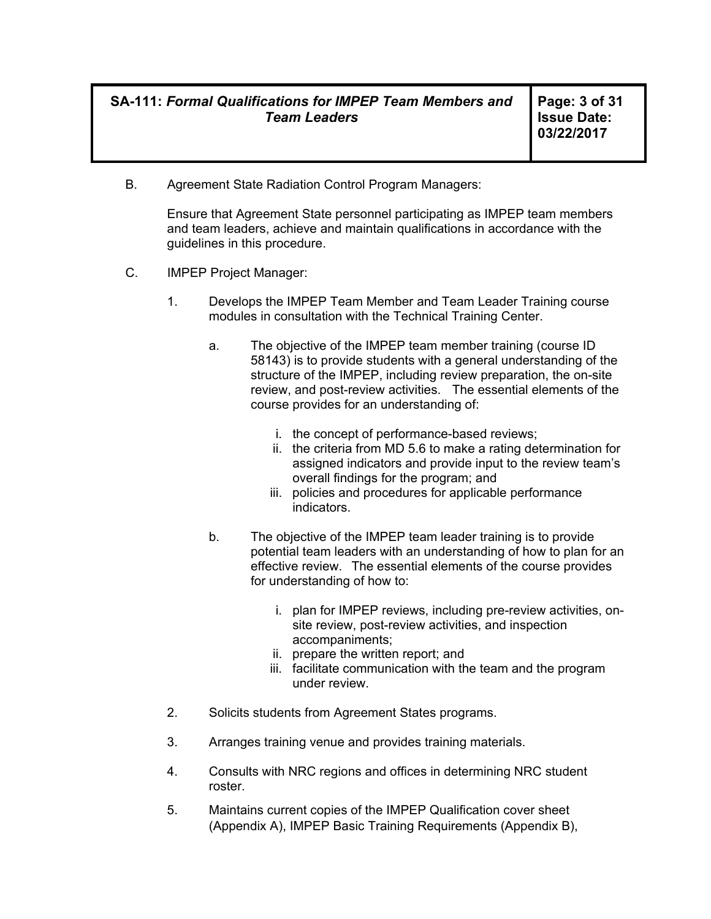B. Agreement State Radiation Control Program Managers:

Ensure that Agreement State personnel participating as IMPEP team members and team leaders, achieve and maintain qualifications in accordance with the guidelines in this procedure.

C. IMPEP Project Manager:

1. Develops the IMPEP Team Member and Team Leader Training course modules in consultation with the Technical Training Center.

   a. The objective of the IMPEP team member training (course ID 58143) is to provide students with a general understanding of the structure of the IMPEP, including review preparation, the on-site review, and post-review activities. The essential elements of the course provides for an understanding of:

      i. the concept of performance-based reviews;
      ii. the criteria from MD 5.6 to make a rating determination for assigned indicators and provide input to the review team's overall findings for the program; and
      iii. policies and procedures for applicable performance indicators.

   b. The objective of the IMPEP team leader training is to provide potential team leaders with an understanding of how to plan for an effective review. The essential elements of the course provides for understanding of how to:

      i. plan for IMPEP reviews, including pre-review activities, on-site review, post-review activities, and inspection accompaniments;
      ii. prepare the written report; and
      iii. facilitate communication with the team and the program under review.

2. Solicits students from Agreement States programs.

3. Arranges training venue and provides training materials.

4. Consults with NRC regions and offices in determining NRC student roster.

5. Maintains current copies of the IMPEP Qualification cover sheet (Appendix A), IMPEP Basic Training Requirements (Appendix B),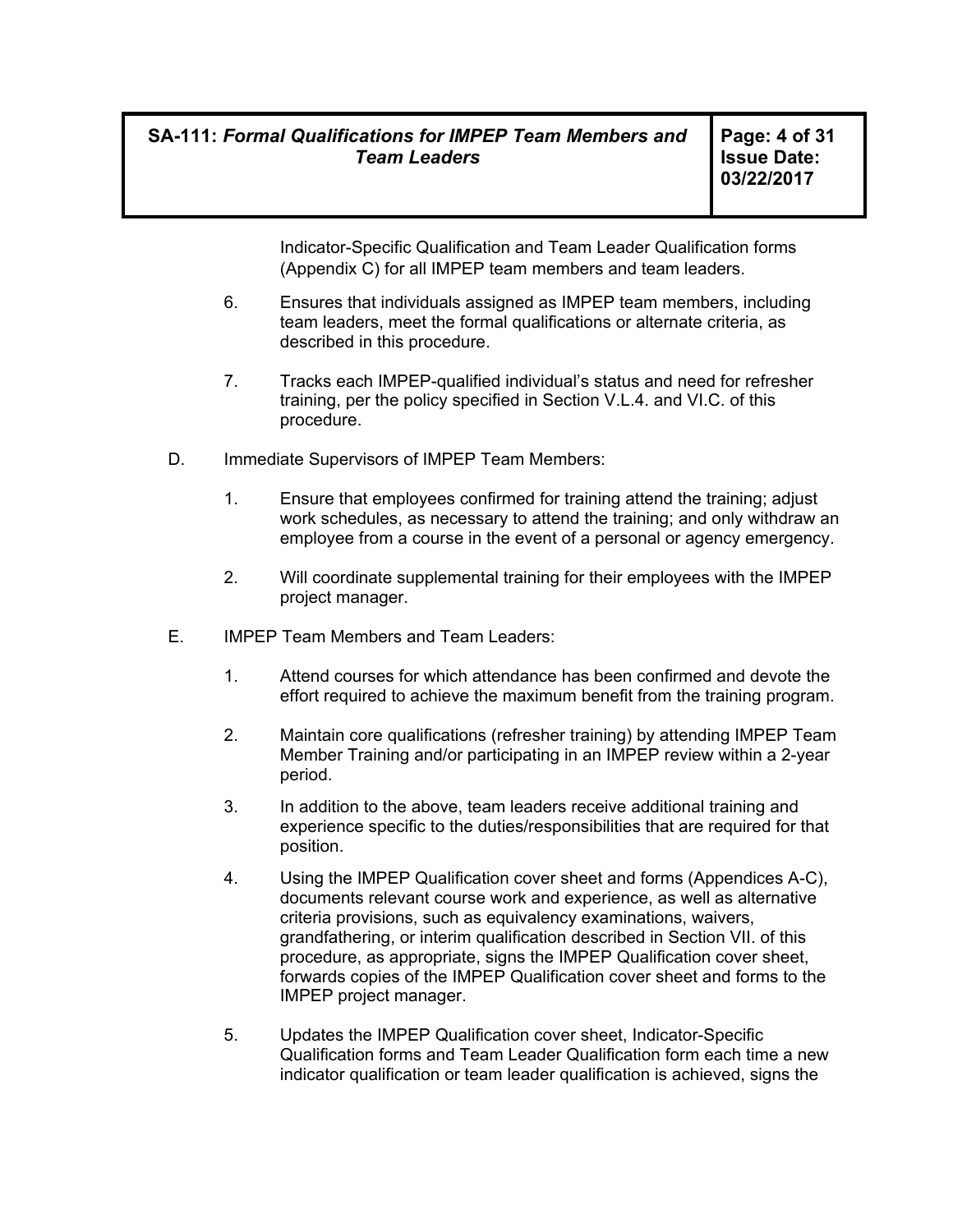Indicator-Specific Qualification and Team Leader Qualification forms (Appendix C) for all IMPEP team members and team leaders.

6. Ensures that individuals assigned as IMPEP team members, including team leaders, meet the formal qualifications or alternate criteria, as described in this procedure.

7. Tracks each IMPEP-qualified individual's status and need for refresher training, per the policy specified in Section V.L.4. and VI.C. of this procedure.

D. Immediate Supervisors of IMPEP Team Members:

1. Ensure that employees confirmed for training attend the training; adjust work schedules, as necessary to attend the training; and only withdraw an employee from a course in the event of a personal or agency emergency.

2. Will coordinate supplemental training for their employees with the IMPEP project manager.

E. IMPEP Team Members and Team Leaders:

1. Attend courses for which attendance has been confirmed and devote the effort required to achieve the maximum benefit from the training program.

2. Maintain core qualifications (refresher training) by attending IMPEP Team Member Training and/or participating in an IMPEP review within a 2-year period.

3. In addition to the above, team leaders receive additional training and experience specific to the duties/responsibilities that are required for that position.

4. Using the IMPEP Qualification cover sheet and forms (Appendices A-C), documents relevant course work and experience, as well as alternative criteria provisions, such as equivalency examinations, waivers, grandfathering, or interim qualification described in Section VII. of this procedure, as appropriate, signs the IMPEP Qualification cover sheet, forwards copies of the IMPEP Qualification cover sheet and forms to the IMPEP project manager.

5. Updates the IMPEP Qualification cover sheet, Indicator-Specific Qualification forms and Team Leader Qualification form each time a new indicator qualification or team leader qualification is achieved, signs the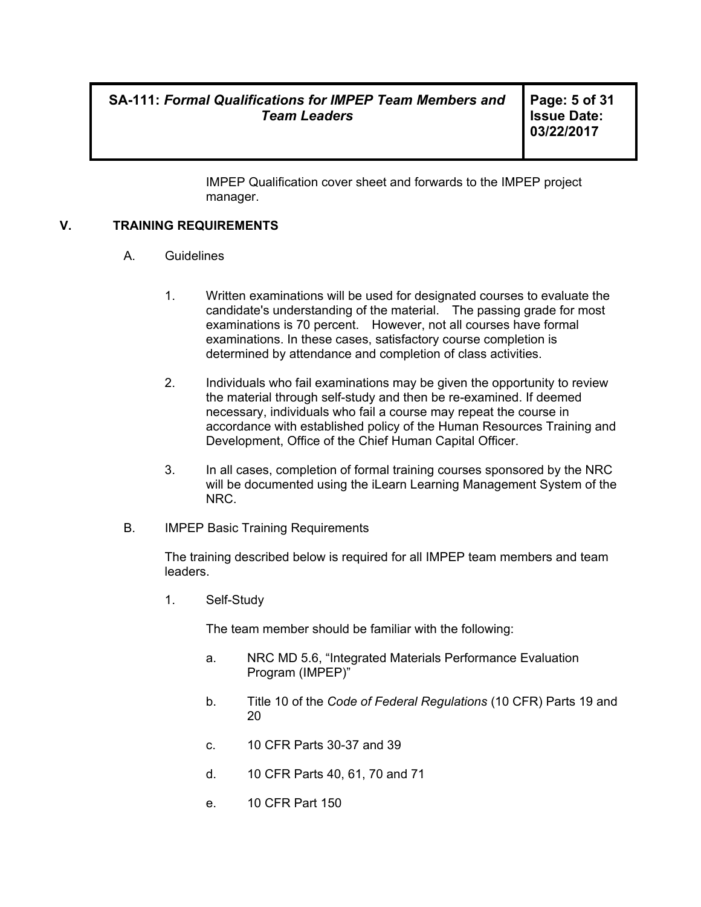IMPEP Qualification cover sheet and forwards to the IMPEP project manager.

## V. TRAINING REQUIREMENTS

### A. Guidelines

1. Written examinations will be used for designated courses to evaluate the candidate's understanding of the material. The passing grade for most examinations is 70 percent. However, not all courses have formal examinations. In these cases, satisfactory course completion is determined by attendance and completion of class activities.

2. Individuals who fail examinations may be given the opportunity to review the material through self-study and then be re-examined. If deemed necessary, individuals who fail a course may repeat the course in accordance with established policy of the Human Resources Training and Development, Office of the Chief Human Capital Officer.

3. In all cases, completion of formal training courses sponsored by the NRC will be documented using the iLearn Learning Management System of the NRC.

### B. IMPEP Basic Training Requirements

The training described below is required for all IMPEP team members and team leaders.

1. Self-Study

   The team member should be familiar with the following:

   a. NRC MD 5.6, "Integrated Materials Performance Evaluation Program (IMPEP)"

   b. Title 10 of the *Code of Federal Regulations* (10 CFR) Parts 19 and 20

   c. 10 CFR Parts 30-37 and 39

   d. 10 CFR Parts 40, 61, 70 and 71

   e. 10 CFR Part 150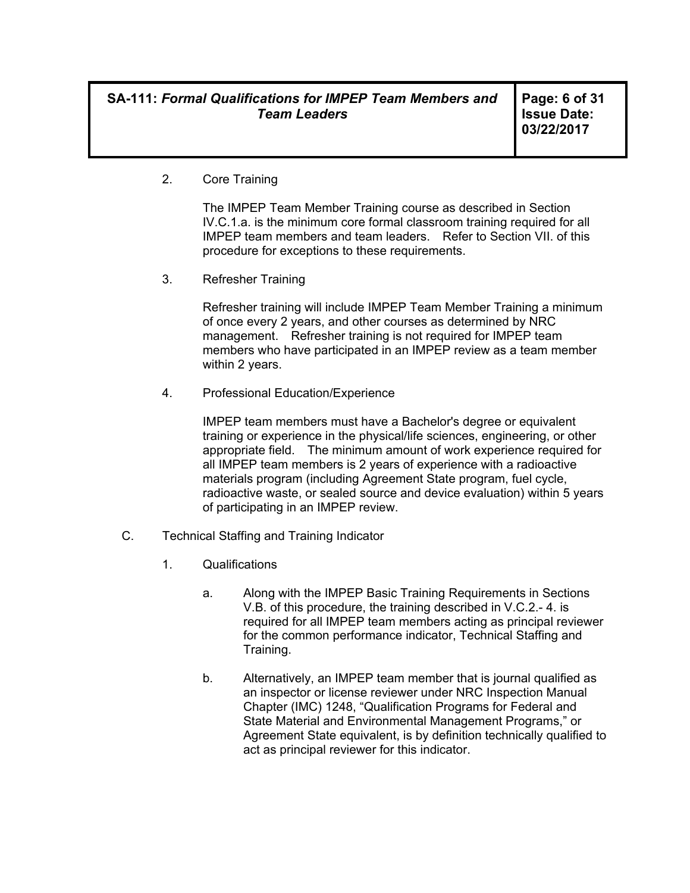2. Core Training

   The IMPEP Team Member Training course as described in Section IV.C.1.a. is the minimum core formal classroom training required for all IMPEP team members and team leaders. Refer to Section VII. of this procedure for exceptions to these requirements.

3. Refresher Training

   Refresher training will include IMPEP Team Member Training a minimum of once every 2 years, and other courses as determined by NRC management. Refresher training is not required for IMPEP team members who have participated in an IMPEP review as a team member within 2 years.

4. Professional Education/Experience

   IMPEP team members must have a Bachelor's degree or equivalent training or experience in the physical/life sciences, engineering, or other appropriate field. The minimum amount of work experience required for all IMPEP team members is 2 years of experience with a radioactive materials program (including Agreement State program, fuel cycle, radioactive waste, or sealed source and device evaluation) within 5 years of participating in an IMPEP review.

C. Technical Staffing and Training Indicator

1. Qualifications

   a. Along with the IMPEP Basic Training Requirements in Sections V.B. of this procedure, the training described in V.C.2.- 4. is required for all IMPEP team members acting as principal reviewer for the common performance indicator, Technical Staffing and Training.

   b. Alternatively, an IMPEP team member that is journal qualified as an inspector or license reviewer under NRC Inspection Manual Chapter (IMC) 1248, "Qualification Programs for Federal and State Material and Environmental Management Programs," or Agreement State equivalent, is by definition technically qualified to act as principal reviewer for this indicator.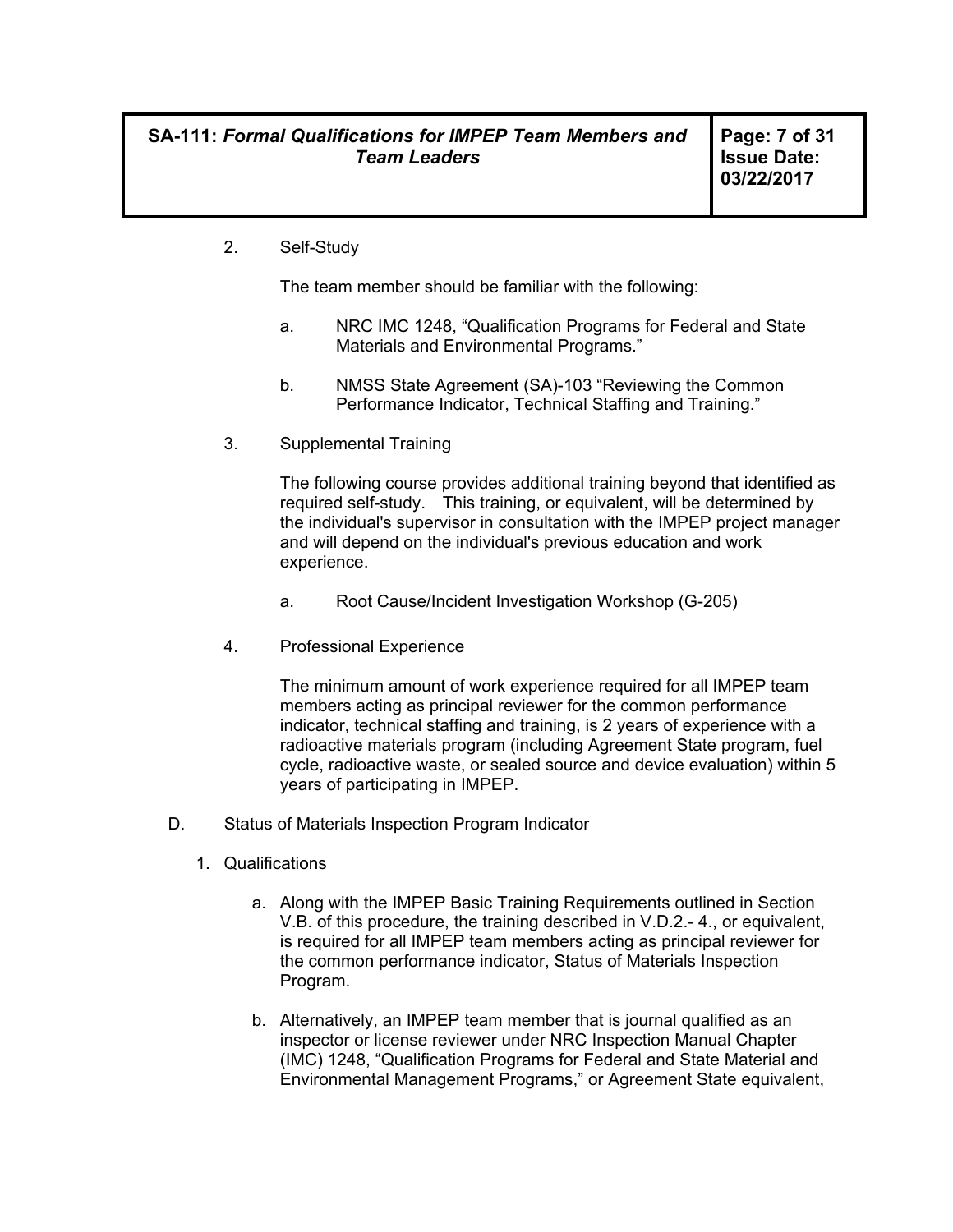2. Self-Study

   The team member should be familiar with the following:

   a. NRC IMC 1248, "Qualification Programs for Federal and State Materials and Environmental Programs."

   b. NMSS State Agreement (SA)-103 "Reviewing the Common Performance Indicator, Technical Staffing and Training."

3. Supplemental Training

   The following course provides additional training beyond that identified as required self-study. This training, or equivalent, will be determined by the individual's supervisor in consultation with the IMPEP project manager and will depend on the individual's previous education and work experience.

   a. Root Cause/Incident Investigation Workshop (G-205)

4. Professional Experience

   The minimum amount of work experience required for all IMPEP team members acting as principal reviewer for the common performance indicator, technical staffing and training, is 2 years of experience with a radioactive materials program (including Agreement State program, fuel cycle, radioactive waste, or sealed source and device evaluation) within 5 years of participating in IMPEP.

D. Status of Materials Inspection Program Indicator

1. Qualifications

   a. Along with the IMPEP Basic Training Requirements outlined in Section V.B. of this procedure, the training described in V.D.2.- 4., or equivalent, is required for all IMPEP team members acting as principal reviewer for the common performance indicator, Status of Materials Inspection Program.

   b. Alternatively, an IMPEP team member that is journal qualified as an inspector or license reviewer under NRC Inspection Manual Chapter (IMC) 1248, "Qualification Programs for Federal and State Material and Environmental Management Programs," or Agreement State equivalent,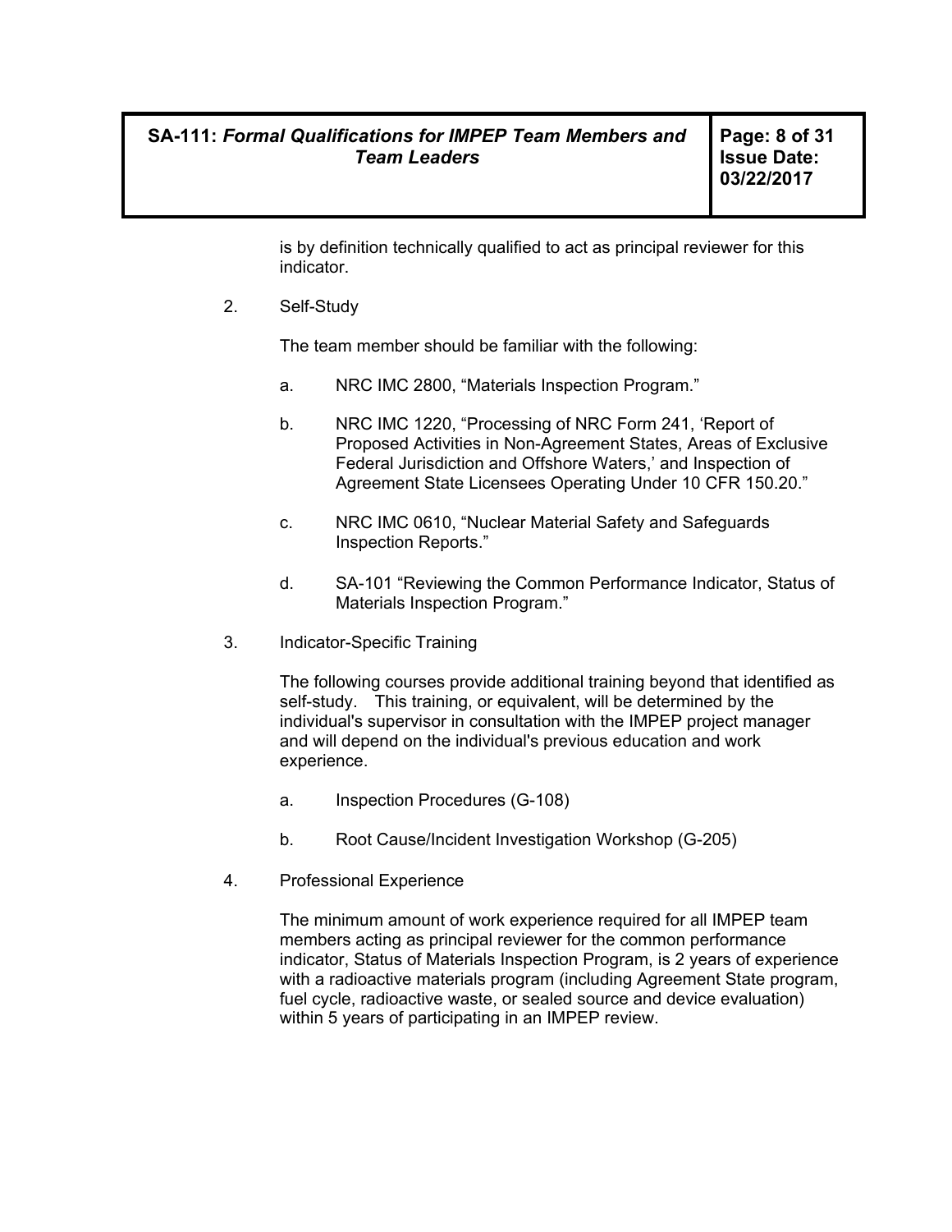is by definition technically qualified to act as principal reviewer for this indicator.

2. Self-Study

   The team member should be familiar with the following:

   a. NRC IMC 2800, “Materials Inspection Program.”

   b. NRC IMC 1220, “Processing of NRC Form 241, ‘Report of Proposed Activities in Non-Agreement States, Areas of Exclusive Federal Jurisdiction and Offshore Waters,’ and Inspection of Agreement State Licensees Operating Under 10 CFR 150.20.”

   c. NRC IMC 0610, “Nuclear Material Safety and Safeguards Inspection Reports.”

   d. SA-101 “Reviewing the Common Performance Indicator, Status of Materials Inspection Program.”

3. Indicator-Specific Training

   The following courses provide additional training beyond that identified as self-study. This training, or equivalent, will be determined by the individual's supervisor in consultation with the IMPEP project manager and will depend on the individual's previous education and work experience.

   a. Inspection Procedures (G-108)

   b. Root Cause/Incident Investigation Workshop (G-205)

4. Professional Experience

   The minimum amount of work experience required for all IMPEP team members acting as principal reviewer for the common performance indicator, Status of Materials Inspection Program, is 2 years of experience with a radioactive materials program (including Agreement State program, fuel cycle, radioactive waste, or sealed source and device evaluation) within 5 years of participating in an IMPEP review.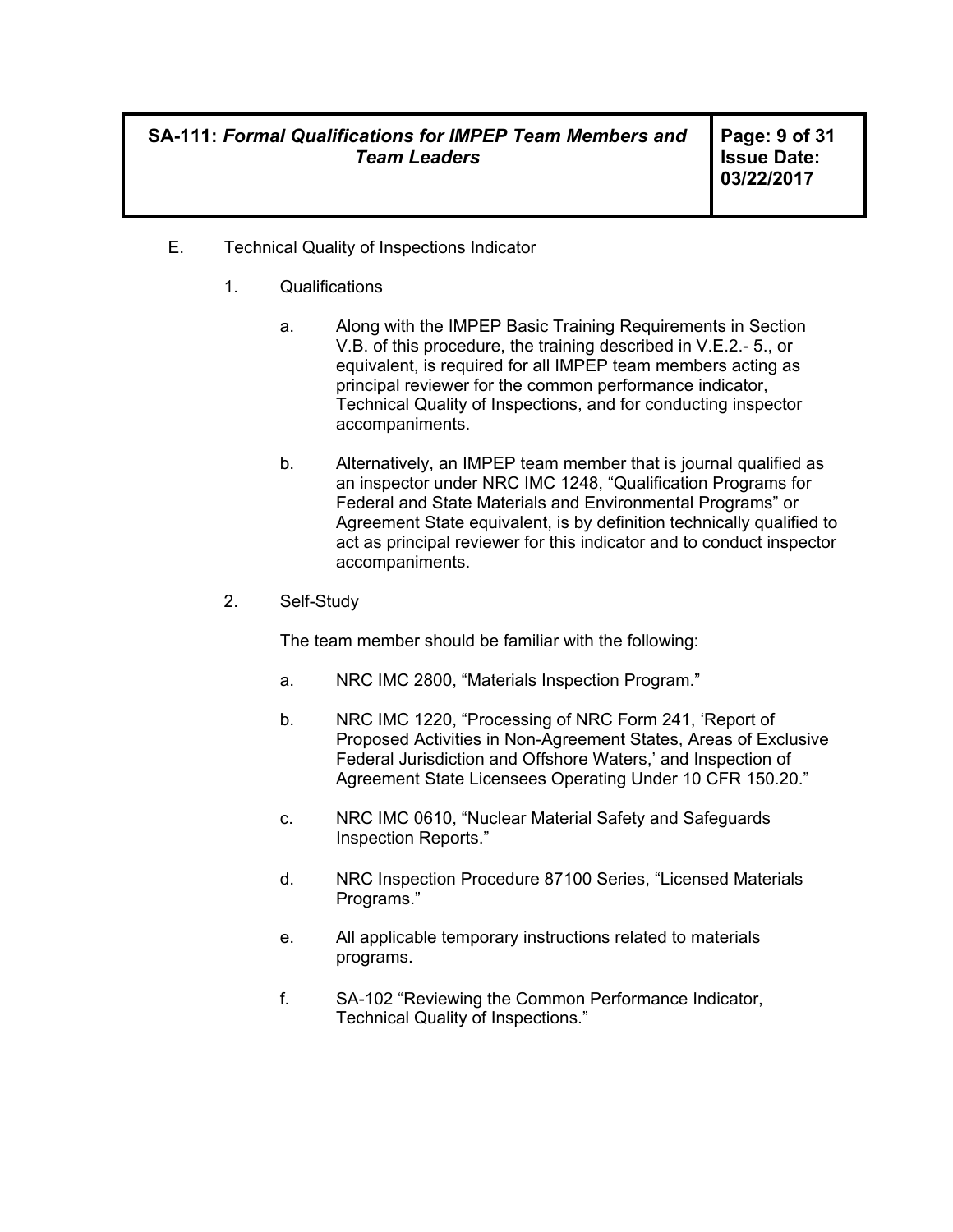E. Technical Quality of Inspections Indicator

1. Qualifications

   a. Along with the IMPEP Basic Training Requirements in Section V.B. of this procedure, the training described in V.E.2.- 5., or equivalent, is required for all IMPEP team members acting as principal reviewer for the common performance indicator, Technical Quality of Inspections, and for conducting inspector accompaniments.

   b. Alternatively, an IMPEP team member that is journal qualified as an inspector under NRC IMC 1248, "Qualification Programs for Federal and State Materials and Environmental Programs" or Agreement State equivalent, is by definition technically qualified to act as principal reviewer for this indicator and to conduct inspector accompaniments.

2. Self-Study

   The team member should be familiar with the following:

   a. NRC IMC 2800, "Materials Inspection Program."

   b. NRC IMC 1220, "Processing of NRC Form 241, 'Report of Proposed Activities in Non-Agreement States, Areas of Exclusive Federal Jurisdiction and Offshore Waters,' and Inspection of Agreement State Licensees Operating Under 10 CFR 150.20."

   c. NRC IMC 0610, "Nuclear Material Safety and Safeguards Inspection Reports."

   d. NRC Inspection Procedure 87100 Series, "Licensed Materials Programs."

   e. All applicable temporary instructions related to materials programs.

   f. SA-102 "Reviewing the Common Performance Indicator, Technical Quality of Inspections."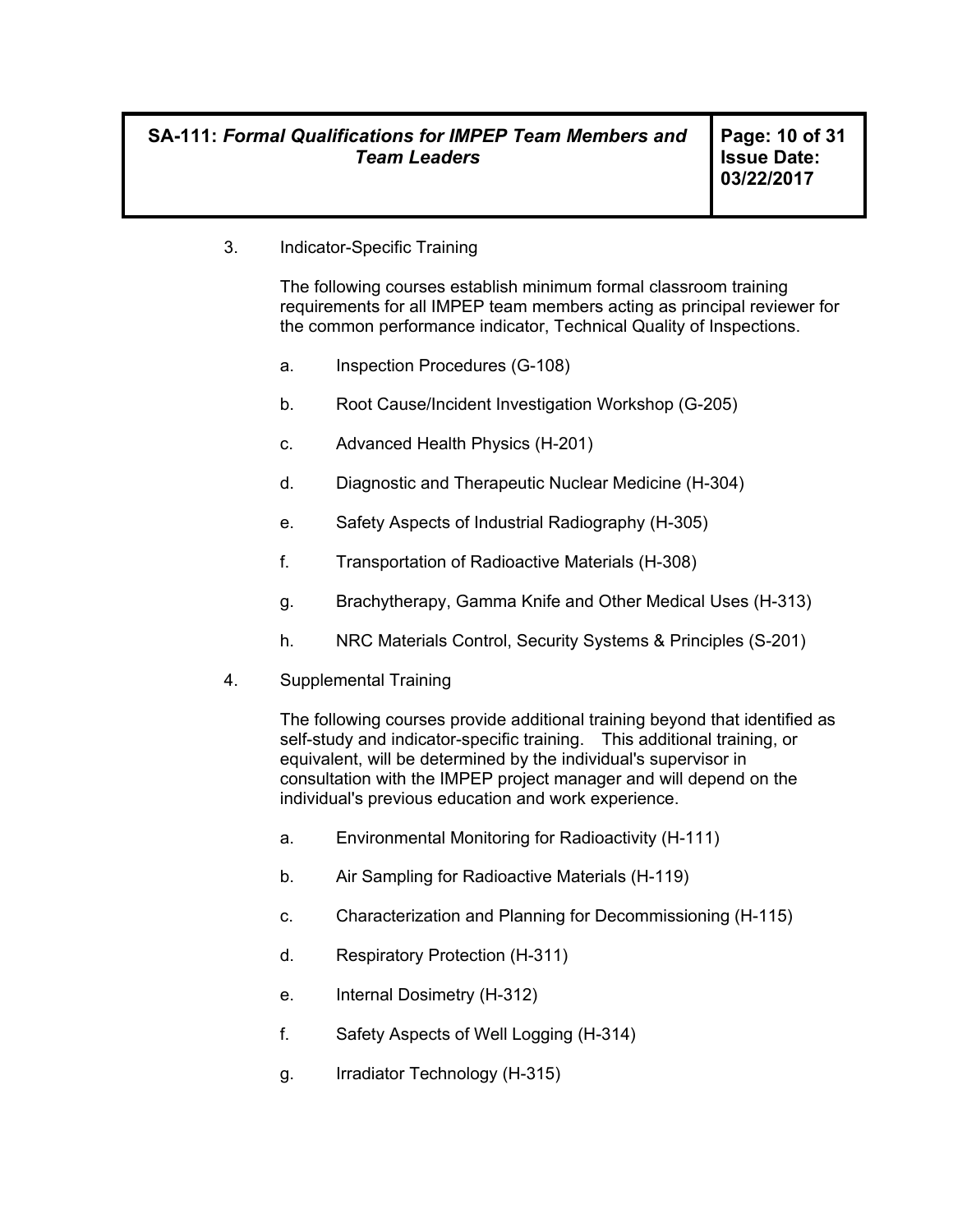3. Indicator-Specific Training

   The following courses establish minimum formal classroom training requirements for all IMPEP team members acting as principal reviewer for the common performance indicator, Technical Quality of Inspections.

   a. Inspection Procedures (G-108)

   b. Root Cause/Incident Investigation Workshop (G-205)

   c. Advanced Health Physics (H-201)

   d. Diagnostic and Therapeutic Nuclear Medicine (H-304)

   e. Safety Aspects of Industrial Radiography (H-305)

   f. Transportation of Radioactive Materials (H-308)

   g. Brachytherapy, Gamma Knife and Other Medical Uses (H-313)

   h. NRC Materials Control, Security Systems & Principles (S-201)

4. Supplemental Training

   The following courses provide additional training beyond that identified as self-study and indicator-specific training. This additional training, or equivalent, will be determined by the individual's supervisor in consultation with the IMPEP project manager and will depend on the individual's previous education and work experience.

   a. Environmental Monitoring for Radioactivity (H-111)

   b. Air Sampling for Radioactive Materials (H-119)

   c. Characterization and Planning for Decommissioning (H-115)

   d. Respiratory Protection (H-311)

   e. Internal Dosimetry (H-312)

   f. Safety Aspects of Well Logging (H-314)

   g. Irradiator Technology (H-315)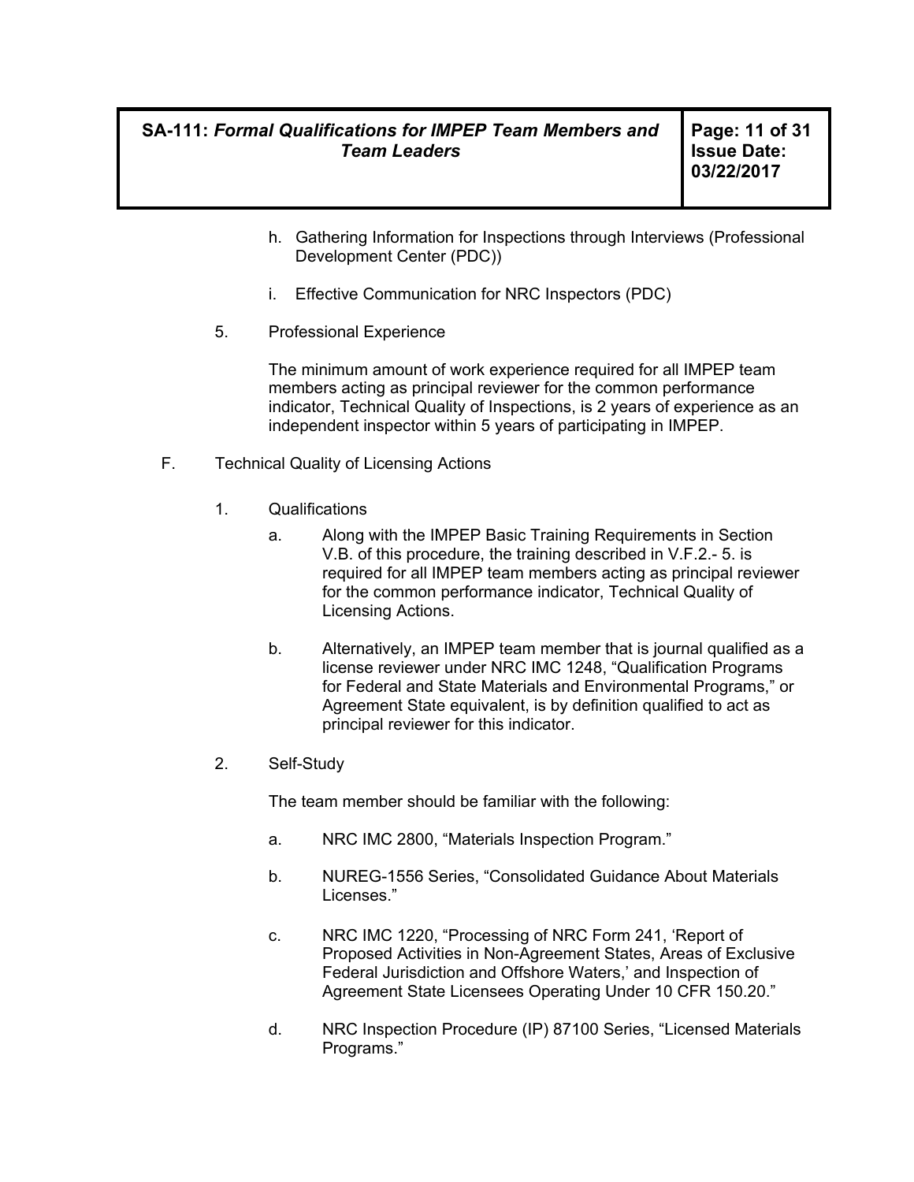h. Gathering Information for Inspections through Interviews (Professional Development Center (PDC))

i. Effective Communication for NRC Inspectors (PDC)

5. Professional Experience

   The minimum amount of work experience required for all IMPEP team members acting as principal reviewer for the common performance indicator, Technical Quality of Inspections, is 2 years of experience as an independent inspector within 5 years of participating in IMPEP.

F. Technical Quality of Licensing Actions

1. Qualifications

   a. Along with the IMPEP Basic Training Requirements in Section V.B. of this procedure, the training described in V.F.2.- 5. is required for all IMPEP team members acting as principal reviewer for the common performance indicator, Technical Quality of Licensing Actions.

   b. Alternatively, an IMPEP team member that is journal qualified as a license reviewer under NRC IMC 1248, "Qualification Programs for Federal and State Materials and Environmental Programs," or Agreement State equivalent, is by definition qualified to act as principal reviewer for this indicator.

2. Self-Study

   The team member should be familiar with the following:

   a. NRC IMC 2800, "Materials Inspection Program."

   b. NUREG-1556 Series, "Consolidated Guidance About Materials Licenses."

   c. NRC IMC 1220, "Processing of NRC Form 241, 'Report of Proposed Activities in Non-Agreement States, Areas of Exclusive Federal Jurisdiction and Offshore Waters,' and Inspection of Agreement State Licensees Operating Under 10 CFR 150.20."

   d. NRC Inspection Procedure (IP) 87100 Series, "Licensed Materials Programs."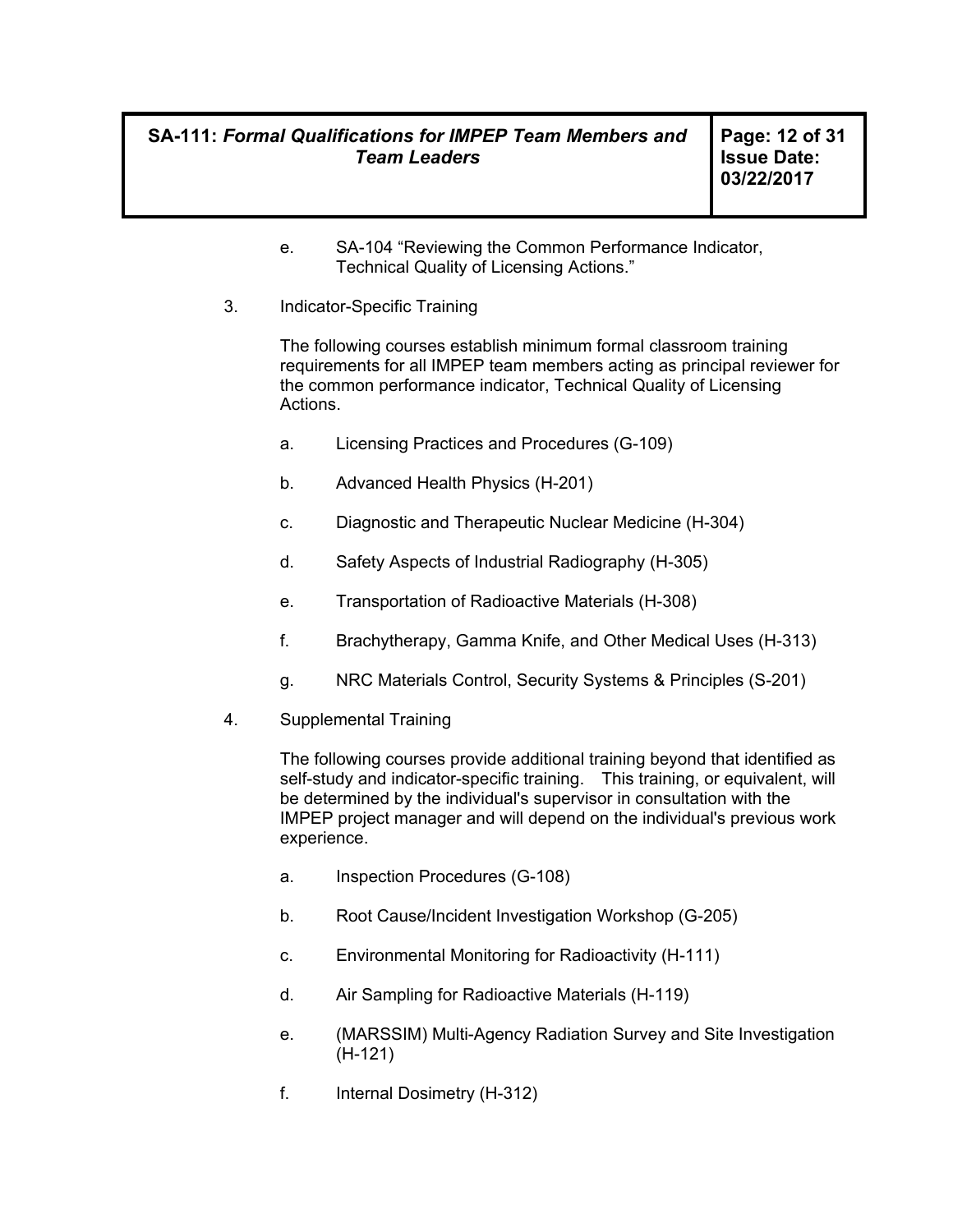e. SA-104 “Reviewing the Common Performance Indicator, Technical Quality of Licensing Actions.”

3. Indicator-Specific Training

   The following courses establish minimum formal classroom training requirements for all IMPEP team members acting as principal reviewer for the common performance indicator, Technical Quality of Licensing Actions.

   a. Licensing Practices and Procedures (G-109)

   b. Advanced Health Physics (H-201)

   c. Diagnostic and Therapeutic Nuclear Medicine (H-304)

   d. Safety Aspects of Industrial Radiography (H-305)

   e. Transportation of Radioactive Materials (H-308)

   f. Brachytherapy, Gamma Knife, and Other Medical Uses (H-313)

   g. NRC Materials Control, Security Systems & Principles (S-201)

4. Supplemental Training

   The following courses provide additional training beyond that identified as self-study and indicator-specific training. This training, or equivalent, will be determined by the individual's supervisor in consultation with the IMPEP project manager and will depend on the individual's previous work experience.

   a. Inspection Procedures (G-108)

   b. Root Cause/Incident Investigation Workshop (G-205)

   c. Environmental Monitoring for Radioactivity (H-111)

   d. Air Sampling for Radioactive Materials (H-119)

   e. (MARSSIM) Multi-Agency Radiation Survey and Site Investigation (H-121)

   f. Internal Dosimetry (H-312)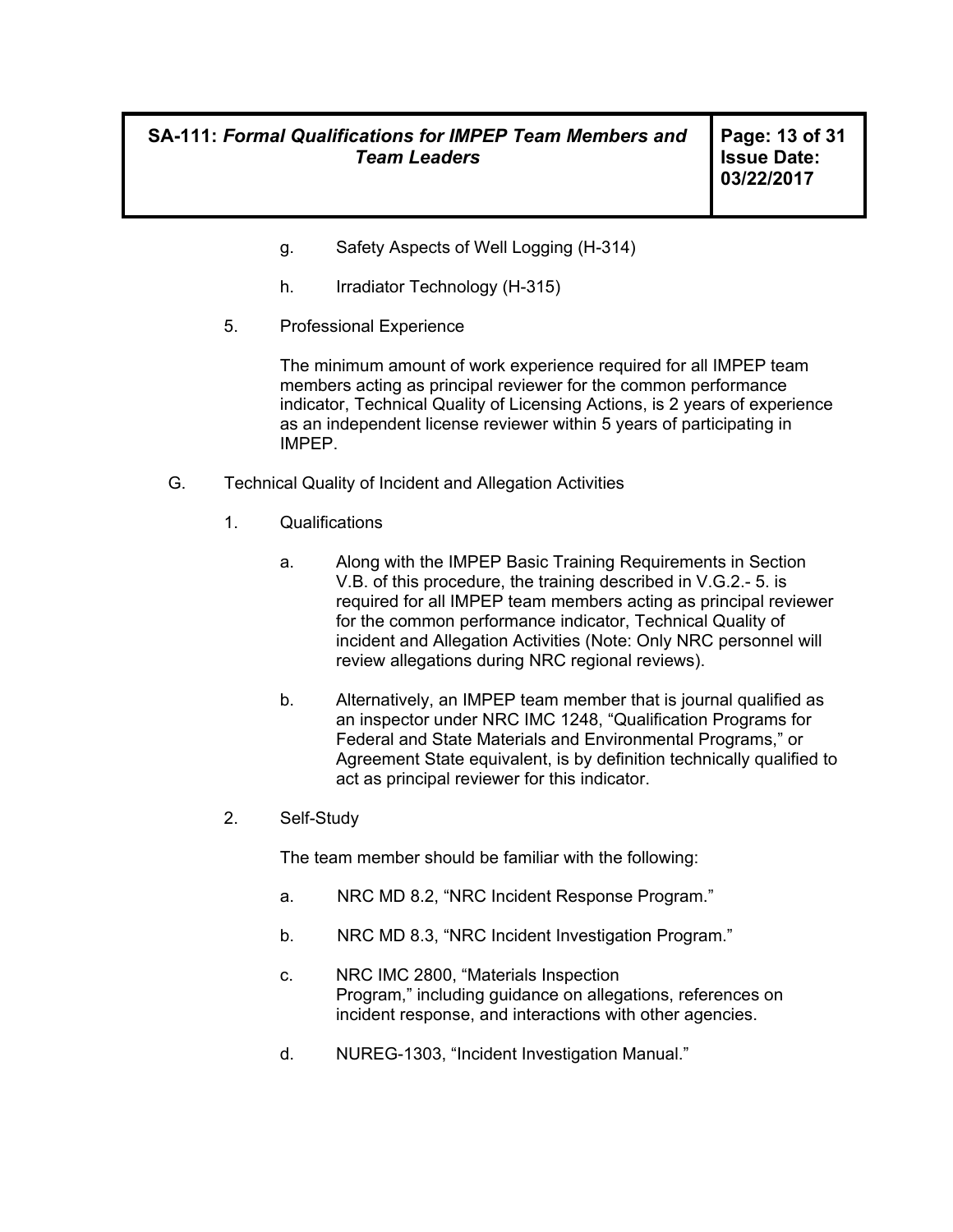g. Safety Aspects of Well Logging (H-314)

h. Irradiator Technology (H-315)

5. Professional Experience

   The minimum amount of work experience required for all IMPEP team members acting as principal reviewer for the common performance indicator, Technical Quality of Licensing Actions, is 2 years of experience as an independent license reviewer within 5 years of participating in IMPEP.

G. Technical Quality of Incident and Allegation Activities

1. Qualifications

   a. Along with the IMPEP Basic Training Requirements in Section V.B. of this procedure, the training described in V.G.2.- 5. is required for all IMPEP team members acting as principal reviewer for the common performance indicator, Technical Quality of incident and Allegation Activities (Note: Only NRC personnel will review allegations during NRC regional reviews).

   b. Alternatively, an IMPEP team member that is journal qualified as an inspector under NRC IMC 1248, "Qualification Programs for Federal and State Materials and Environmental Programs," or Agreement State equivalent, is by definition technically qualified to act as principal reviewer for this indicator.

2. Self-Study

   The team member should be familiar with the following:

   a. NRC MD 8.2, "NRC Incident Response Program."

   b. NRC MD 8.3, "NRC Incident Investigation Program."

   c. NRC IMC 2800, "Materials Inspection Program," including guidance on allegations, references on incident response, and interactions with other agencies.

   d. NUREG-1303, "Incident Investigation Manual."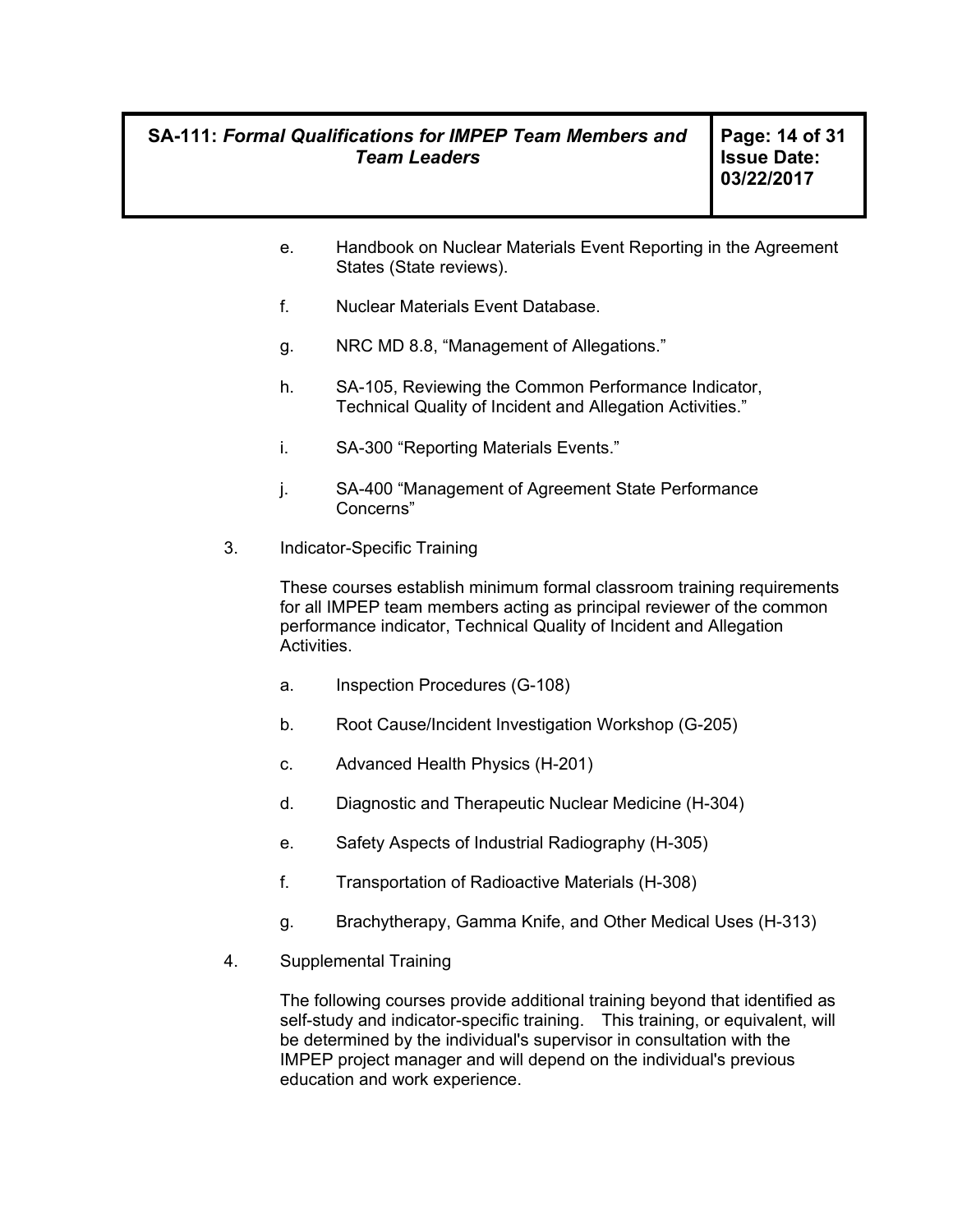e. Handbook on Nuclear Materials Event Reporting in the Agreement States (State reviews).

f. Nuclear Materials Event Database.

g. NRC MD 8.8, “Management of Allegations.”

h. SA-105, Reviewing the Common Performance Indicator, Technical Quality of Incident and Allegation Activities.”

i. SA-300 “Reporting Materials Events.”

j. SA-400 “Management of Agreement State Performance Concerns”

3. Indicator-Specific Training

   These courses establish minimum formal classroom training requirements for all IMPEP team members acting as principal reviewer of the common performance indicator, Technical Quality of Incident and Allegation Activities.

   a. Inspection Procedures (G-108)

   b. Root Cause/Incident Investigation Workshop (G-205)

   c. Advanced Health Physics (H-201)

   d. Diagnostic and Therapeutic Nuclear Medicine (H-304)

   e. Safety Aspects of Industrial Radiography (H-305)

   f. Transportation of Radioactive Materials (H-308)

   g. Brachytherapy, Gamma Knife, and Other Medical Uses (H-313)

4. Supplemental Training

   The following courses provide additional training beyond that identified as self-study and indicator-specific training. This training, or equivalent, will be determined by the individual's supervisor in consultation with the IMPEP project manager and will depend on the individual's previous education and work experience.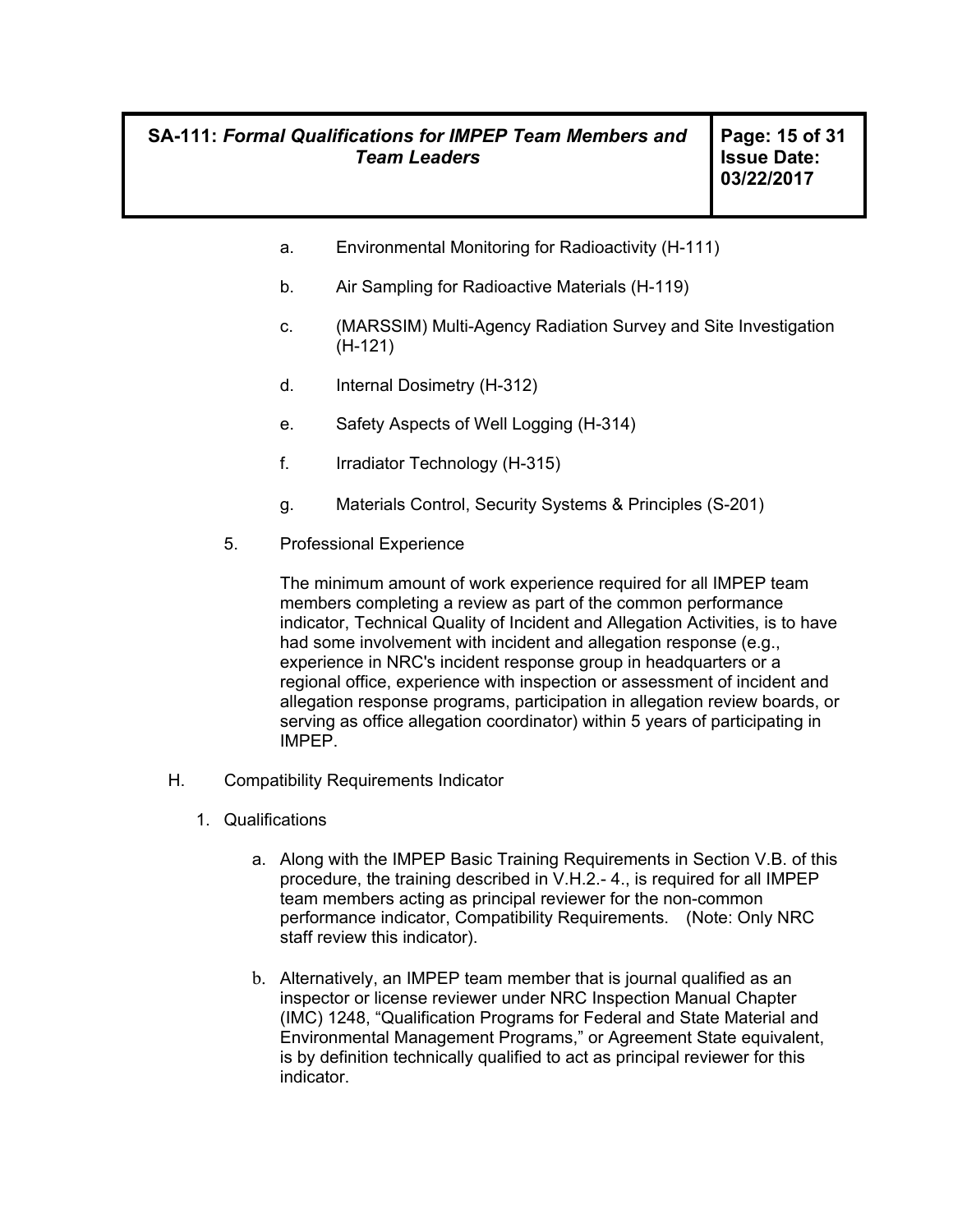a. Environmental Monitoring for Radioactivity (H-111)

b. Air Sampling for Radioactive Materials (H-119)

c. (MARSSIM) Multi-Agency Radiation Survey and Site Investigation (H-121)

d. Internal Dosimetry (H-312)

e. Safety Aspects of Well Logging (H-314)

f. Irradiator Technology (H-315)

g. Materials Control, Security Systems & Principles (S-201)

5. Professional Experience

The minimum amount of work experience required for all IMPEP team members completing a review as part of the common performance indicator, Technical Quality of Incident and Allegation Activities, is to have had some involvement with incident and allegation response (e.g., experience in NRC's incident response group in headquarters or a regional office, experience with inspection or assessment of incident and allegation response programs, participation in allegation review boards, or serving as office allegation coordinator) within 5 years of participating in IMPEP.

H. Compatibility Requirements Indicator

1. Qualifications

a. Along with the IMPEP Basic Training Requirements in Section V.B. of this procedure, the training described in V.H.2.- 4., is required for all IMPEP team members acting as principal reviewer for the non-common performance indicator, Compatibility Requirements. (Note: Only NRC staff review this indicator).

b. Alternatively, an IMPEP team member that is journal qualified as an inspector or license reviewer under NRC Inspection Manual Chapter (IMC) 1248, "Qualification Programs for Federal and State Material and Environmental Management Programs," or Agreement State equivalent, is by definition technically qualified to act as principal reviewer for this indicator.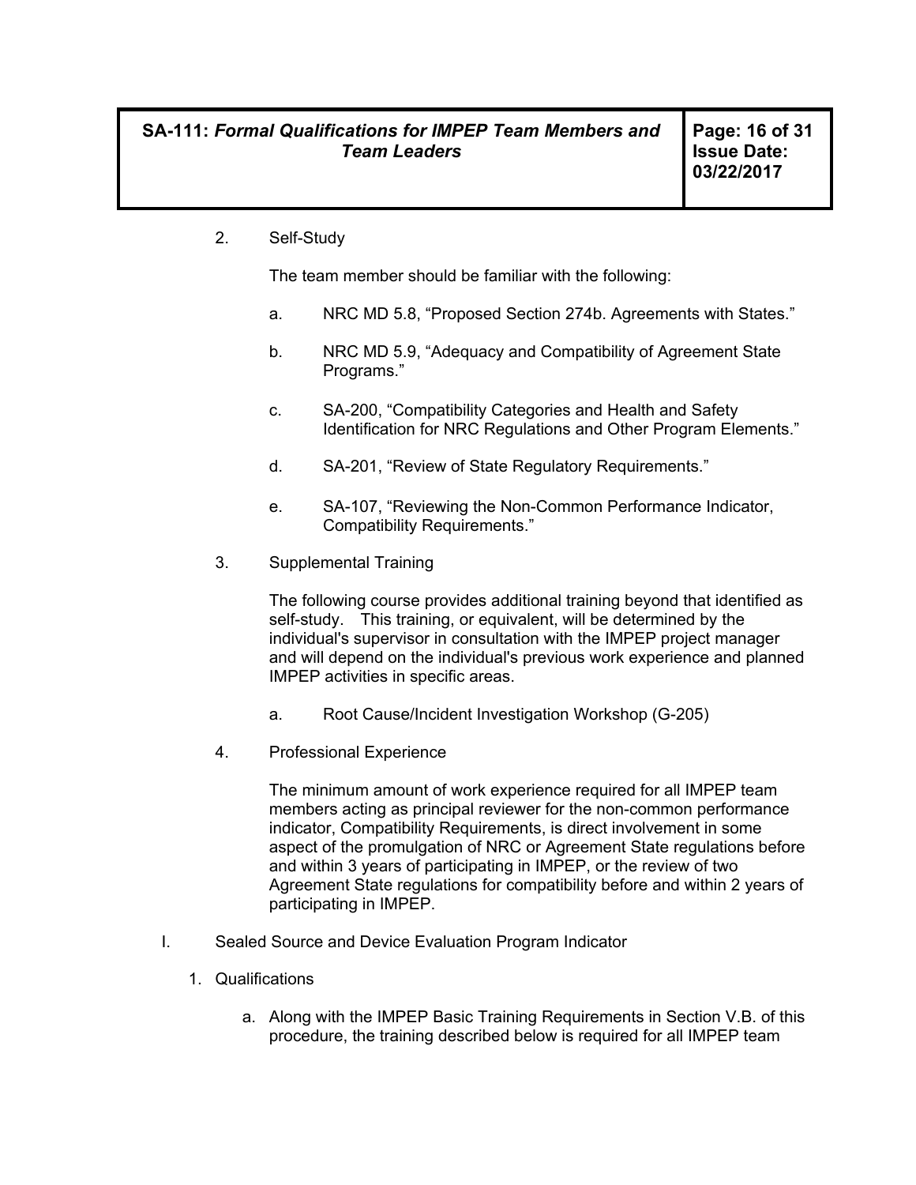2. Self-Study

   The team member should be familiar with the following:

   a. NRC MD 5.8, "Proposed Section 274b. Agreements with States."

   b. NRC MD 5.9, "Adequacy and Compatibility of Agreement State Programs."

   c. SA-200, "Compatibility Categories and Health and Safety Identification for NRC Regulations and Other Program Elements."

   d. SA-201, "Review of State Regulatory Requirements."

   e. SA-107, "Reviewing the Non-Common Performance Indicator, Compatibility Requirements."

3. Supplemental Training

   The following course provides additional training beyond that identified as self-study. This training, or equivalent, will be determined by the individual's supervisor in consultation with the IMPEP project manager and will depend on the individual's previous work experience and planned IMPEP activities in specific areas.

   a. Root Cause/Incident Investigation Workshop (G-205)

4. Professional Experience

   The minimum amount of work experience required for all IMPEP team members acting as principal reviewer for the non-common performance indicator, Compatibility Requirements, is direct involvement in some aspect of the promulgation of NRC or Agreement State regulations before and within 3 years of participating in IMPEP, or the review of two Agreement State regulations for compatibility before and within 2 years of participating in IMPEP.

I. Sealed Source and Device Evaluation Program Indicator

1. Qualifications

   a. Along with the IMPEP Basic Training Requirements in Section V.B. of this procedure, the training described below is required for all IMPEP team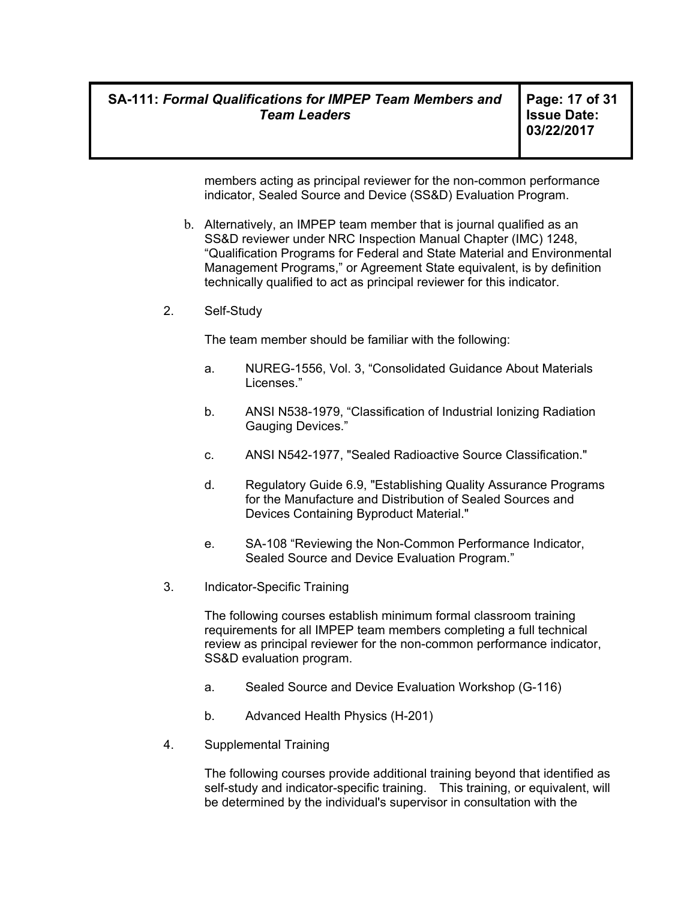members acting as principal reviewer for the non-common performance indicator, Sealed Source and Device (SS&D) Evaluation Program.

b. Alternatively, an IMPEP team member that is journal qualified as an SS&D reviewer under NRC Inspection Manual Chapter (IMC) 1248, “Qualification Programs for Federal and State Material and Environmental Management Programs,” or Agreement State equivalent, is by definition technically qualified to act as principal reviewer for this indicator.

2. Self-Study

The team member should be familiar with the following:

a. NUREG-1556, Vol. 3, “Consolidated Guidance About Materials Licenses.”

b. ANSI N538-1979, “Classification of Industrial Ionizing Radiation Gauging Devices.”

c. ANSI N542-1977, "Sealed Radioactive Source Classification."

d. Regulatory Guide 6.9, "Establishing Quality Assurance Programs for the Manufacture and Distribution of Sealed Sources and Devices Containing Byproduct Material."

e. SA-108 “Reviewing the Non-Common Performance Indicator, Sealed Source and Device Evaluation Program.”

3. Indicator-Specific Training

The following courses establish minimum formal classroom training requirements for all IMPEP team members completing a full technical review as principal reviewer for the non-common performance indicator, SS&D evaluation program.

a. Sealed Source and Device Evaluation Workshop (G-116)

b. Advanced Health Physics (H-201)

4. Supplemental Training

The following courses provide additional training beyond that identified as self-study and indicator-specific training. This training, or equivalent, will be determined by the individual's supervisor in consultation with the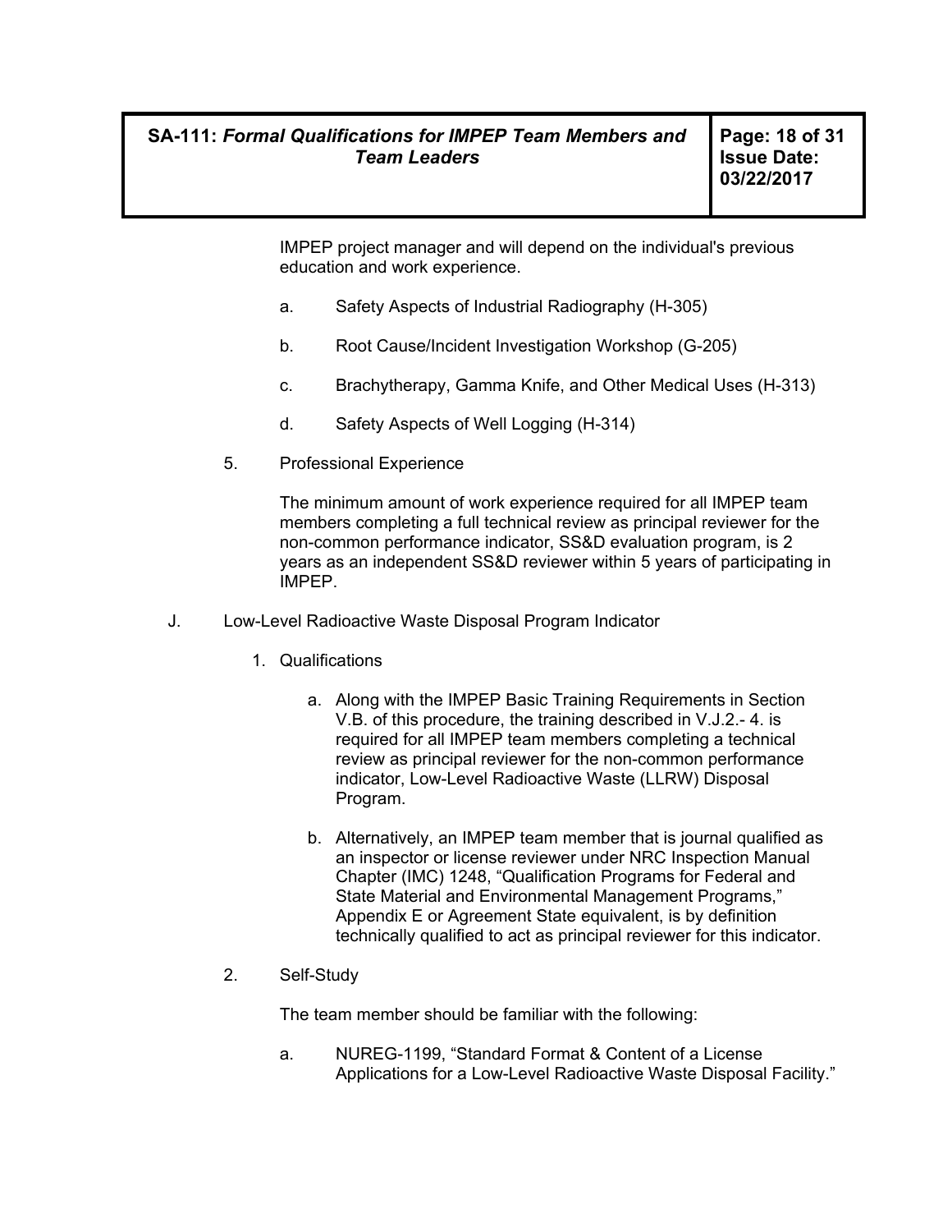IMPEP project manager and will depend on the individual's previous education and work experience.

a. Safety Aspects of Industrial Radiography (H-305)

b. Root Cause/Incident Investigation Workshop (G-205)

c. Brachytherapy, Gamma Knife, and Other Medical Uses (H-313)

d. Safety Aspects of Well Logging (H-314)

5. Professional Experience

The minimum amount of work experience required for all IMPEP team members completing a full technical review as principal reviewer for the non-common performance indicator, SS&D evaluation program, is 2 years as an independent SS&D reviewer within 5 years of participating in IMPEP.

J. Low-Level Radioactive Waste Disposal Program Indicator

1. Qualifications

   a. Along with the IMPEP Basic Training Requirements in Section V.B. of this procedure, the training described in V.J.2.- 4. is required for all IMPEP team members completing a technical review as principal reviewer for the non-common performance indicator, Low-Level Radioactive Waste (LLRW) Disposal Program.

   b. Alternatively, an IMPEP team member that is journal qualified as an inspector or license reviewer under NRC Inspection Manual Chapter (IMC) 1248, "Qualification Programs for Federal and State Material and Environmental Management Programs," Appendix E or Agreement State equivalent, is by definition technically qualified to act as principal reviewer for this indicator.

2. Self-Study

The team member should be familiar with the following:

a. NUREG-1199, "Standard Format & Content of a License Applications for a Low-Level Radioactive Waste Disposal Facility."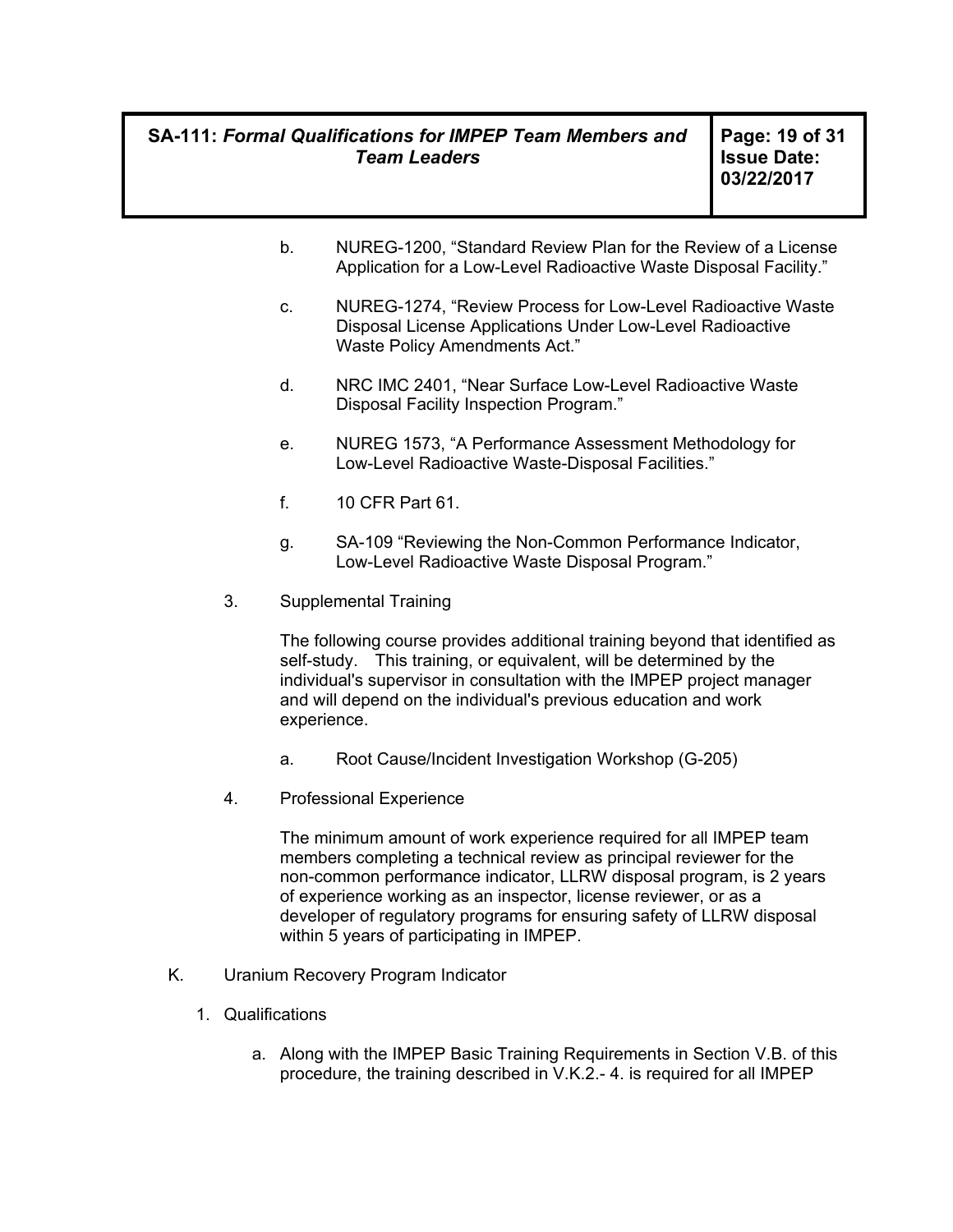b. NUREG-1200, "Standard Review Plan for the Review of a License Application for a Low-Level Radioactive Waste Disposal Facility."

c. NUREG-1274, "Review Process for Low-Level Radioactive Waste Disposal License Applications Under Low-Level Radioactive Waste Policy Amendments Act."

d. NRC IMC 2401, "Near Surface Low-Level Radioactive Waste Disposal Facility Inspection Program."

e. NUREG 1573, "A Performance Assessment Methodology for Low-Level Radioactive Waste-Disposal Facilities."

f. 10 CFR Part 61.

g. SA-109 "Reviewing the Non-Common Performance Indicator, Low-Level Radioactive Waste Disposal Program."

3. Supplemental Training

The following course provides additional training beyond that identified as self-study. This training, or equivalent, will be determined by the individual's supervisor in consultation with the IMPEP project manager and will depend on the individual's previous education and work experience.

a. Root Cause/Incident Investigation Workshop (G-205)

4. Professional Experience

The minimum amount of work experience required for all IMPEP team members completing a technical review as principal reviewer for the non-common performance indicator, LLRW disposal program, is 2 years of experience working as an inspector, license reviewer, or as a developer of regulatory programs for ensuring safety of LLRW disposal within 5 years of participating in IMPEP.

K. Uranium Recovery Program Indicator

1. Qualifications

a. Along with the IMPEP Basic Training Requirements in Section V.B. of this procedure, the training described in V.K.2.- 4. is required for all IMPEP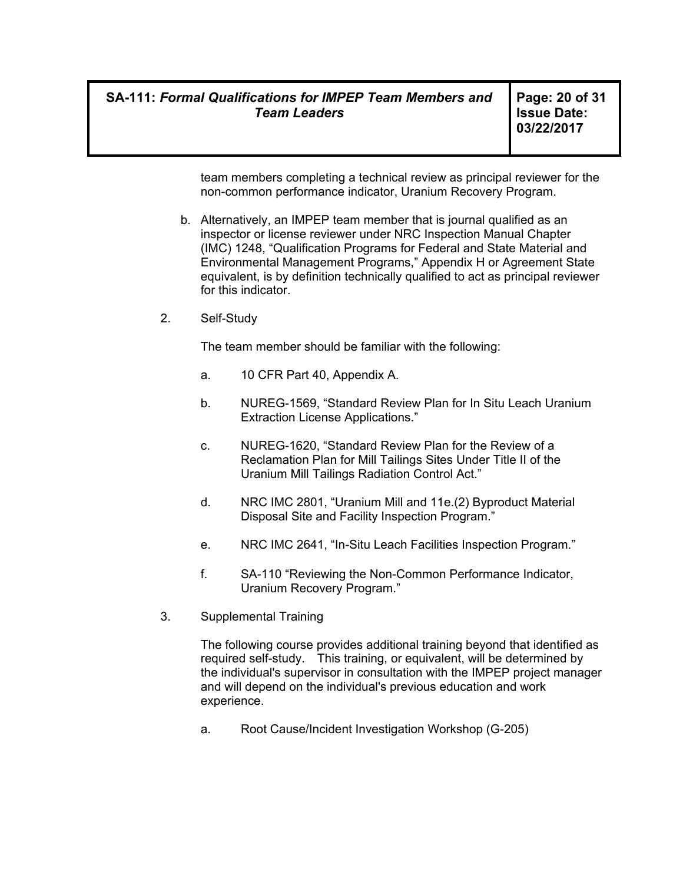team members completing a technical review as principal reviewer for the non-common performance indicator, Uranium Recovery Program.

b. Alternatively, an IMPEP team member that is journal qualified as an inspector or license reviewer under NRC Inspection Manual Chapter (IMC) 1248, "Qualification Programs for Federal and State Material and Environmental Management Programs," Appendix H or Agreement State equivalent, is by definition technically qualified to act as principal reviewer for this indicator.

2. Self-Study

   The team member should be familiar with the following:

   a. 10 CFR Part 40, Appendix A.

   b. NUREG-1569, "Standard Review Plan for In Situ Leach Uranium Extraction License Applications."

   c. NUREG-1620, "Standard Review Plan for the Review of a Reclamation Plan for Mill Tailings Sites Under Title II of the Uranium Mill Tailings Radiation Control Act."

   d. NRC IMC 2801, "Uranium Mill and 11e.(2) Byproduct Material Disposal Site and Facility Inspection Program."

   e. NRC IMC 2641, "In-Situ Leach Facilities Inspection Program."

   f. SA-110 "Reviewing the Non-Common Performance Indicator, Uranium Recovery Program."

3. Supplemental Training

   The following course provides additional training beyond that identified as required self-study. This training, or equivalent, will be determined by the individual's supervisor in consultation with the IMPEP project manager and will depend on the individual's previous education and work experience.

   a. Root Cause/Incident Investigation Workshop (G-205)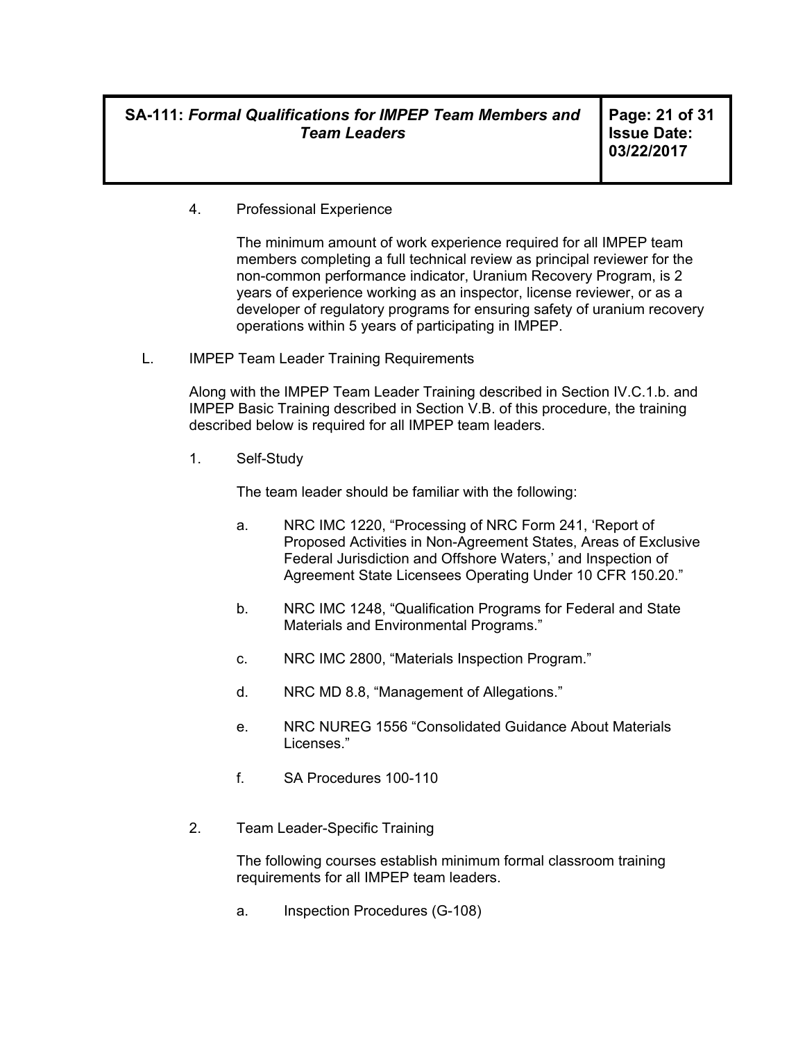4. Professional Experience

   The minimum amount of work experience required for all IMPEP team members completing a full technical review as principal reviewer for the non-common performance indicator, Uranium Recovery Program, is 2 years of experience working as an inspector, license reviewer, or as a developer of regulatory programs for ensuring safety of uranium recovery operations within 5 years of participating in IMPEP.

L. IMPEP Team Leader Training Requirements

Along with the IMPEP Team Leader Training described in Section IV.C.1.b. and IMPEP Basic Training described in Section V.B. of this procedure, the training described below is required for all IMPEP team leaders.

1. Self-Study

   The team leader should be familiar with the following:

   a. NRC IMC 1220, "Processing of NRC Form 241, 'Report of Proposed Activities in Non-Agreement States, Areas of Exclusive Federal Jurisdiction and Offshore Waters,' and Inspection of Agreement State Licensees Operating Under 10 CFR 150.20."

   b. NRC IMC 1248, "Qualification Programs for Federal and State Materials and Environmental Programs."

   c. NRC IMC 2800, "Materials Inspection Program."

   d. NRC MD 8.8, "Management of Allegations."

   e. NRC NUREG 1556 "Consolidated Guidance About Materials Licenses."

   f. SA Procedures 100-110

2. Team Leader-Specific Training

   The following courses establish minimum formal classroom training requirements for all IMPEP team leaders.

   a. Inspection Procedures (G-108)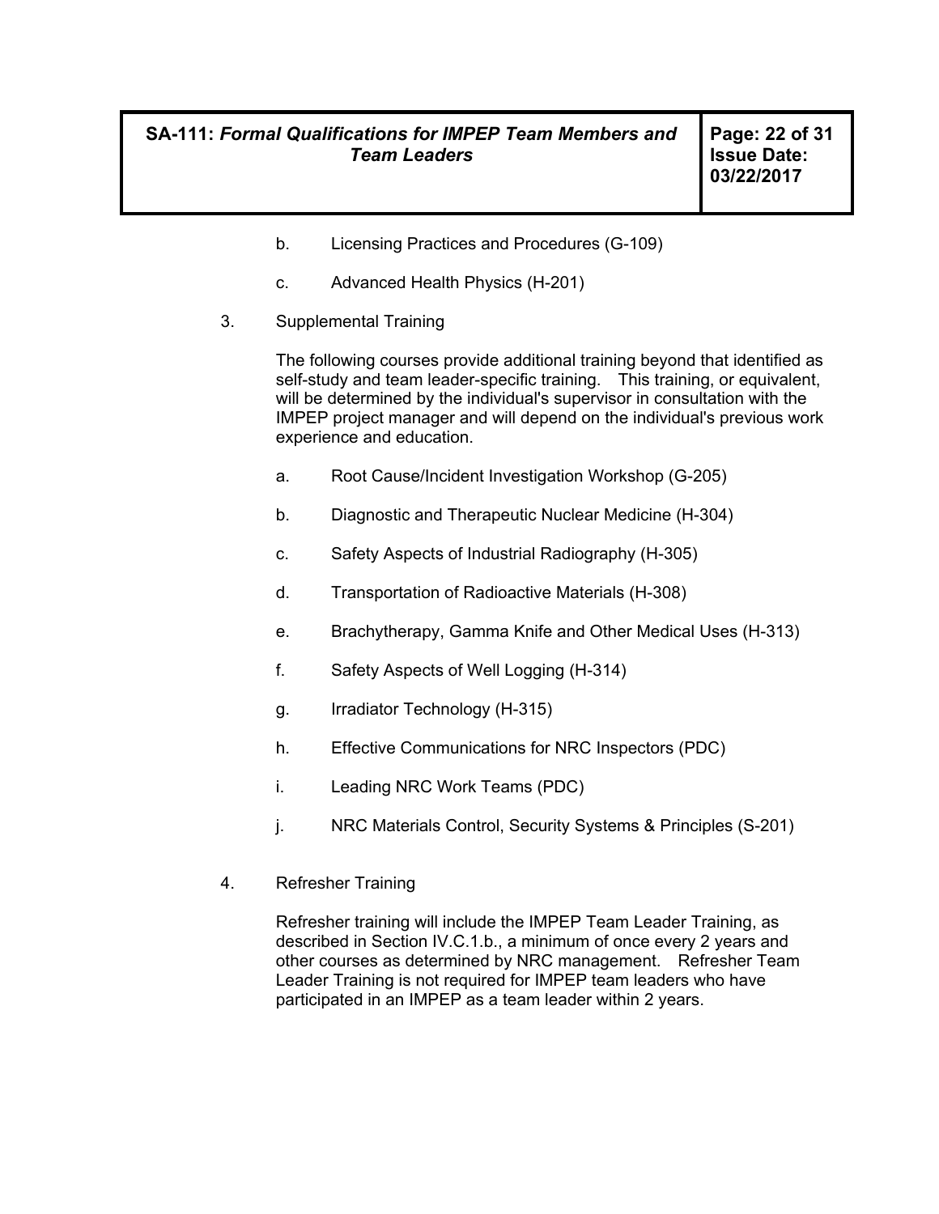b. Licensing Practices and Procedures (G-109)

c. Advanced Health Physics (H-201)

3. Supplemental Training

   The following courses provide additional training beyond that identified as self-study and team leader-specific training. This training, or equivalent, will be determined by the individual's supervisor in consultation with the IMPEP project manager and will depend on the individual's previous work experience and education.

   a. Root Cause/Incident Investigation Workshop (G-205)

   b. Diagnostic and Therapeutic Nuclear Medicine (H-304)

   c. Safety Aspects of Industrial Radiography (H-305)

   d. Transportation of Radioactive Materials (H-308)

   e. Brachytherapy, Gamma Knife and Other Medical Uses (H-313)

   f. Safety Aspects of Well Logging (H-314)

   g. Irradiator Technology (H-315)

   h. Effective Communications for NRC Inspectors (PDC)

   i. Leading NRC Work Teams (PDC)

   j. NRC Materials Control, Security Systems & Principles (S-201)

4. Refresher Training

   Refresher training will include the IMPEP Team Leader Training, as described in Section IV.C.1.b., a minimum of once every 2 years and other courses as determined by NRC management. Refresher Team Leader Training is not required for IMPEP team leaders who have participated in an IMPEP as a team leader within 2 years.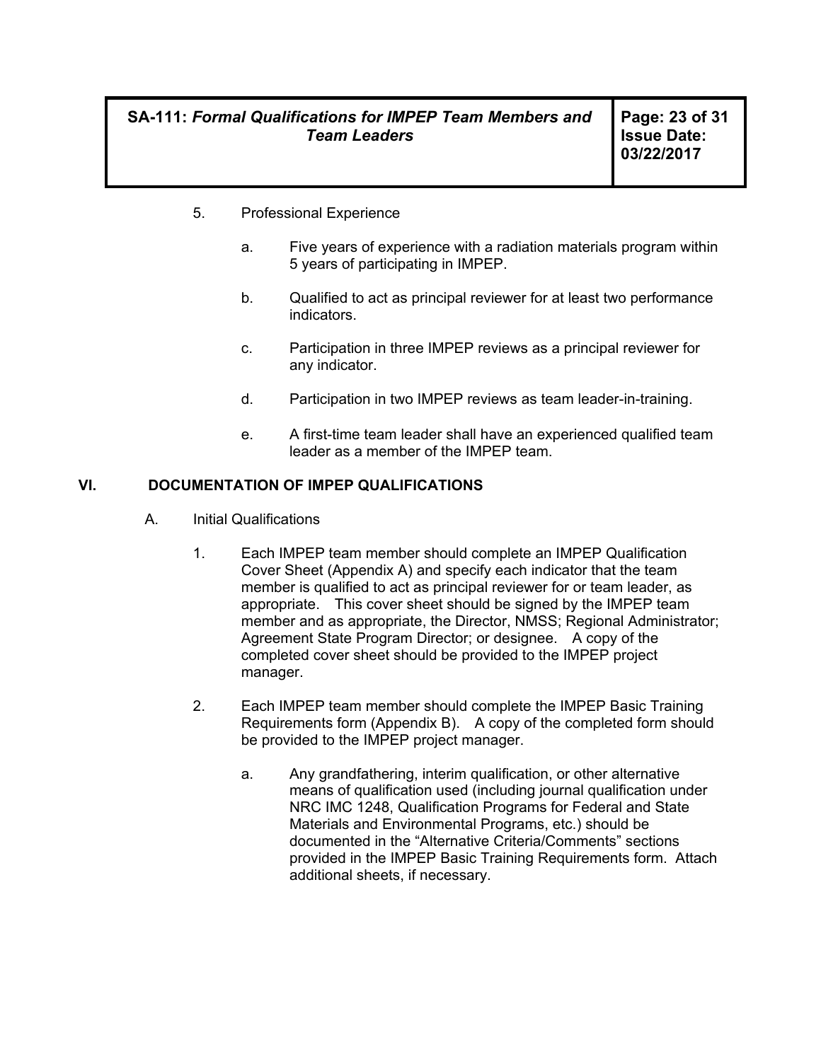5. Professional Experience

   a. Five years of experience with a radiation materials program within 5 years of participating in IMPEP.

   b. Qualified to act as principal reviewer for at least two performance indicators.

   c. Participation in three IMPEP reviews as a principal reviewer for any indicator.

   d. Participation in two IMPEP reviews as team leader-in-training.

   e. A first-time team leader shall have an experienced qualified team leader as a member of the IMPEP team.

## VI. DOCUMENTATION OF IMPEP QUALIFICATIONS

A. Initial Qualifications

1. Each IMPEP team member should complete an IMPEP Qualification Cover Sheet (Appendix A) and specify each indicator that the team member is qualified to act as principal reviewer for or team leader, as appropriate. This cover sheet should be signed by the IMPEP team member and as appropriate, the Director, NMSS; Regional Administrator; Agreement State Program Director; or designee. A copy of the completed cover sheet should be provided to the IMPEP project manager.

2. Each IMPEP team member should complete the IMPEP Basic Training Requirements form (Appendix B). A copy of the completed form should be provided to the IMPEP project manager.

   a. Any grandfathering, interim qualification, or other alternative means of qualification used (including journal qualification under NRC IMC 1248, Qualification Programs for Federal and State Materials and Environmental Programs, etc.) should be documented in the “Alternative Criteria/Comments” sections provided in the IMPEP Basic Training Requirements form. Attach additional sheets, if necessary.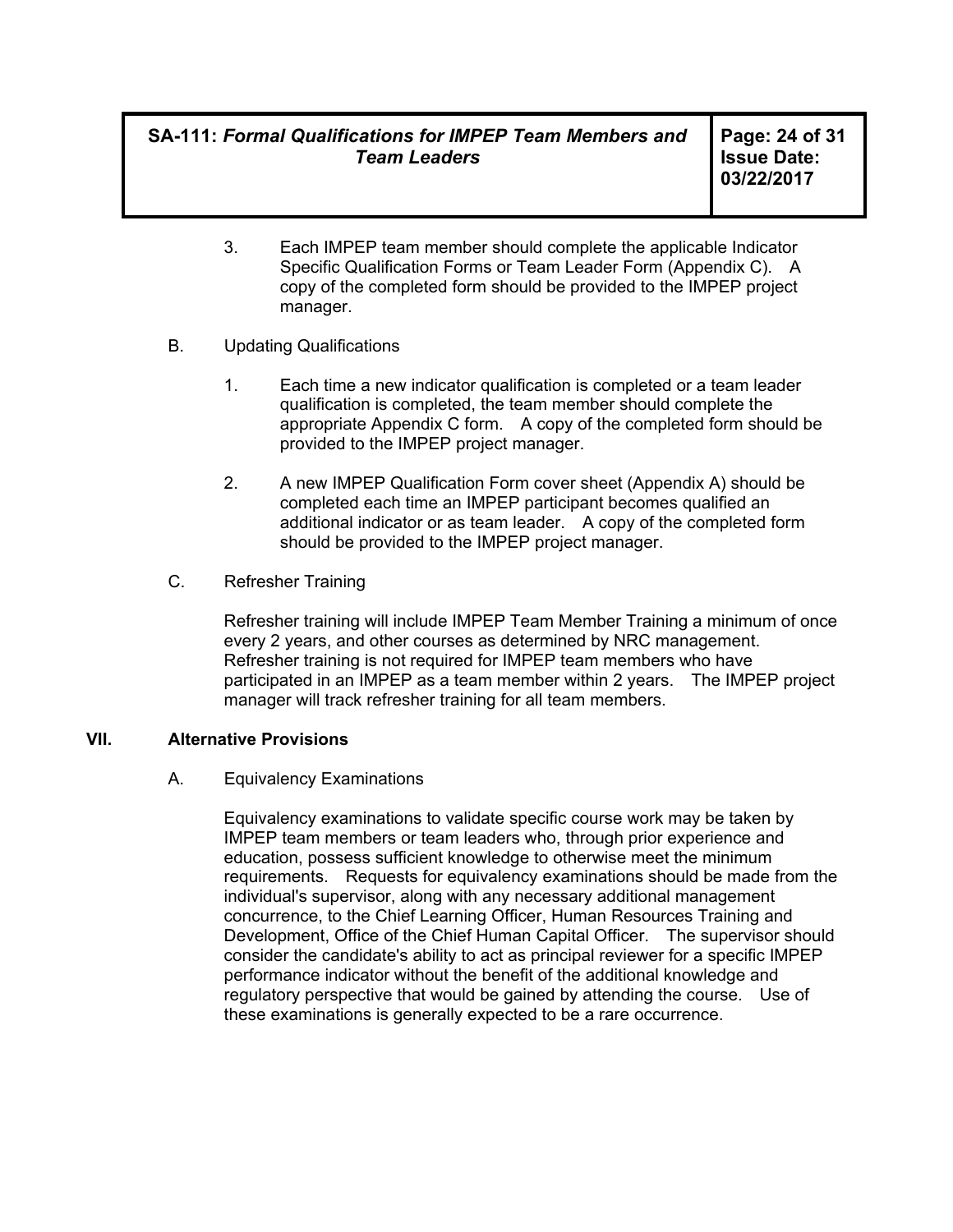3. Each IMPEP team member should complete the applicable Indicator Specific Qualification Forms or Team Leader Form (Appendix C). A copy of the completed form should be provided to the IMPEP project manager.

B. Updating Qualifications

1. Each time a new indicator qualification is completed or a team leader qualification is completed, the team member should complete the appropriate Appendix C form. A copy of the completed form should be provided to the IMPEP project manager.

2. A new IMPEP Qualification Form cover sheet (Appendix A) should be completed each time an IMPEP participant becomes qualified an additional indicator or as team leader. A copy of the completed form should be provided to the IMPEP project manager.

C. Refresher Training

Refresher training will include IMPEP Team Member Training a minimum of once every 2 years, and other courses as determined by NRC management. Refresher training is not required for IMPEP team members who have participated in an IMPEP as a team member within 2 years. The IMPEP project manager will track refresher training for all team members.

## VII. Alternative Provisions

A. Equivalency Examinations

Equivalency examinations to validate specific course work may be taken by IMPEP team members or team leaders who, through prior experience and education, possess sufficient knowledge to otherwise meet the minimum requirements. Requests for equivalency examinations should be made from the individual's supervisor, along with any necessary additional management concurrence, to the Chief Learning Officer, Human Resources Training and Development, Office of the Chief Human Capital Officer. The supervisor should consider the candidate's ability to act as principal reviewer for a specific IMPEP performance indicator without the benefit of the additional knowledge and regulatory perspective that would be gained by attending the course. Use of these examinations is generally expected to be a rare occurrence.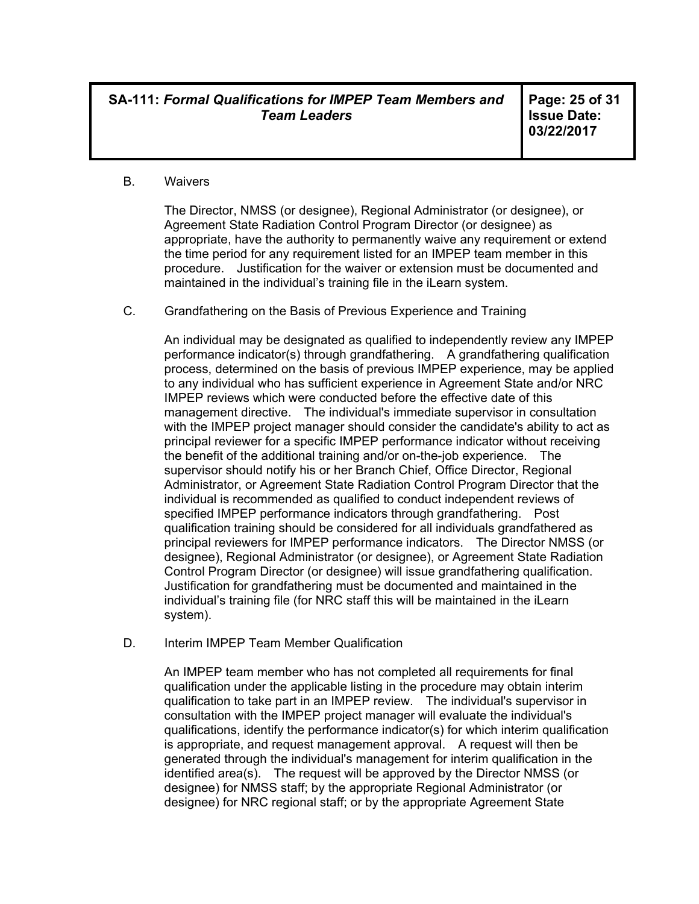## B. Waivers

The Director, NMSS (or designee), Regional Administrator (or designee), or Agreement State Radiation Control Program Director (or designee) as appropriate, have the authority to permanently waive any requirement or extend the time period for any requirement listed for an IMPEP team member in this procedure. Justification for the waiver or extension must be documented and maintained in the individual's training file in the iLearn system.

## C. Grandfathering on the Basis of Previous Experience and Training

An individual may be designated as qualified to independently review any IMPEP performance indicator(s) through grandfathering. A grandfathering qualification process, determined on the basis of previous IMPEP experience, may be applied to any individual who has sufficient experience in Agreement State and/or NRC IMPEP reviews which were conducted before the effective date of this management directive. The individual's immediate supervisor in consultation with the IMPEP project manager should consider the candidate's ability to act as principal reviewer for a specific IMPEP performance indicator without receiving the benefit of the additional training and/or on-the-job experience. The supervisor should notify his or her Branch Chief, Office Director, Regional Administrator, or Agreement State Radiation Control Program Director that the individual is recommended as qualified to conduct independent reviews of specified IMPEP performance indicators through grandfathering. Post qualification training should be considered for all individuals grandfathered as principal reviewers for IMPEP performance indicators. The Director NMSS (or designee), Regional Administrator (or designee), or Agreement State Radiation Control Program Director (or designee) will issue grandfathering qualification. Justification for grandfathering must be documented and maintained in the individual's training file (for NRC staff this will be maintained in the iLearn system).

## D. Interim IMPEP Team Member Qualification

An IMPEP team member who has not completed all requirements for final qualification under the applicable listing in the procedure may obtain interim qualification to take part in an IMPEP review. The individual's supervisor in consultation with the IMPEP project manager will evaluate the individual's qualifications, identify the performance indicator(s) for which interim qualification is appropriate, and request management approval. A request will then be generated through the individual's management for interim qualification in the identified area(s). The request will be approved by the Director NMSS (or designee) for NMSS staff; by the appropriate Regional Administrator (or designee) for NRC regional staff; or by the appropriate Agreement State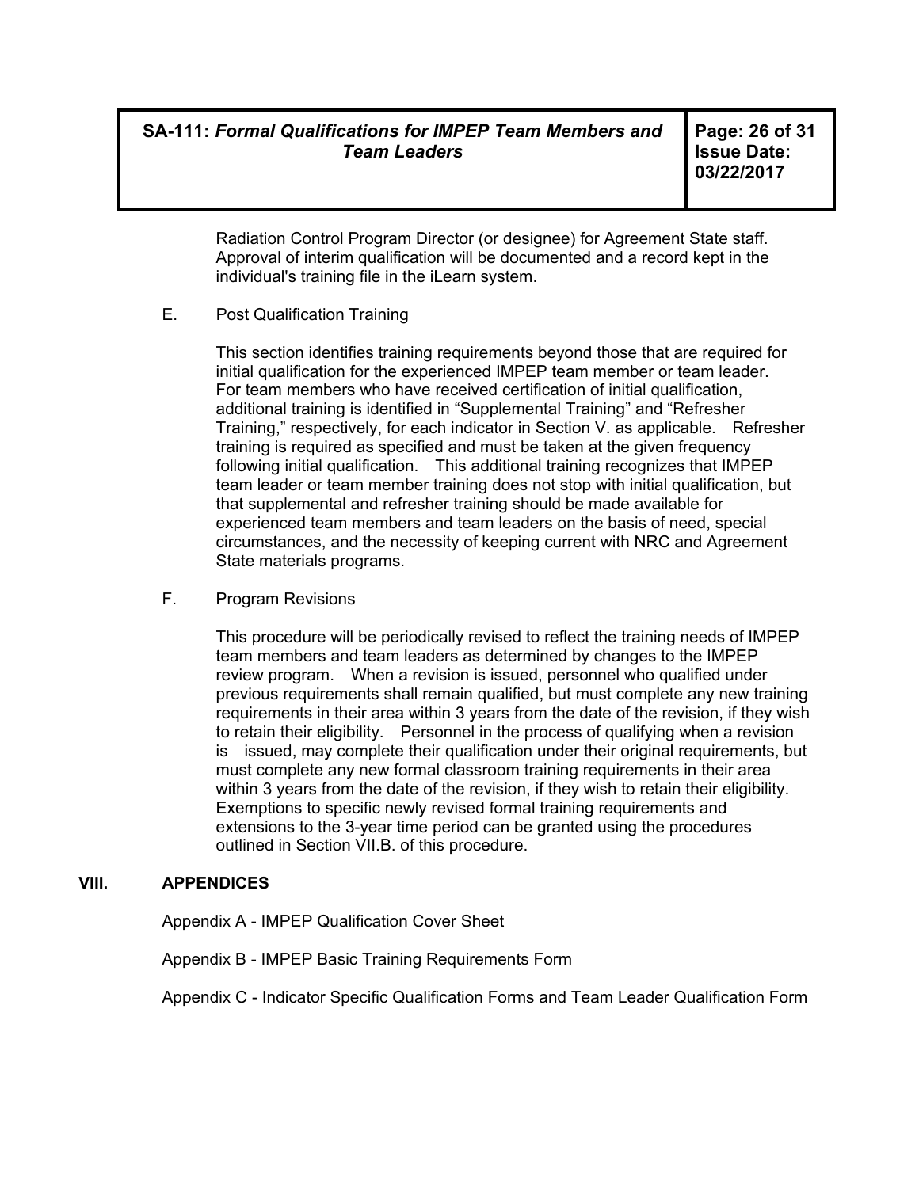Radiation Control Program Director (or designee) for Agreement State staff. Approval of interim qualification will be documented and a record kept in the individual's training file in the iLearn system.

E. Post Qualification Training

This section identifies training requirements beyond those that are required for initial qualification for the experienced IMPEP team member or team leader. For team members who have received certification of initial qualification, additional training is identified in "Supplemental Training" and "Refresher Training," respectively, for each indicator in Section V. as applicable. Refresher training is required as specified and must be taken at the given frequency following initial qualification. This additional training recognizes that IMPEP team leader or team member training does not stop with initial qualification, but that supplemental and refresher training should be made available for experienced team members and team leaders on the basis of need, special circumstances, and the necessity of keeping current with NRC and Agreement State materials programs.

F. Program Revisions

This procedure will be periodically revised to reflect the training needs of IMPEP team members and team leaders as determined by changes to the IMPEP review program. When a revision is issued, personnel who qualified under previous requirements shall remain qualified, but must complete any new training requirements in their area within 3 years from the date of the revision, if they wish to retain their eligibility. Personnel in the process of qualifying when a revision is issued, may complete their qualification under their original requirements, but must complete any new formal classroom training requirements in their area within 3 years from the date of the revision, if they wish to retain their eligibility. Exemptions to specific newly revised formal training requirements and extensions to the 3-year time period can be granted using the procedures outlined in Section VII.B. of this procedure.

## VIII. APPENDICES

Appendix A - IMPEP Qualification Cover Sheet

Appendix B - IMPEP Basic Training Requirements Form

Appendix C - Indicator Specific Qualification Forms and Team Leader Qualification Form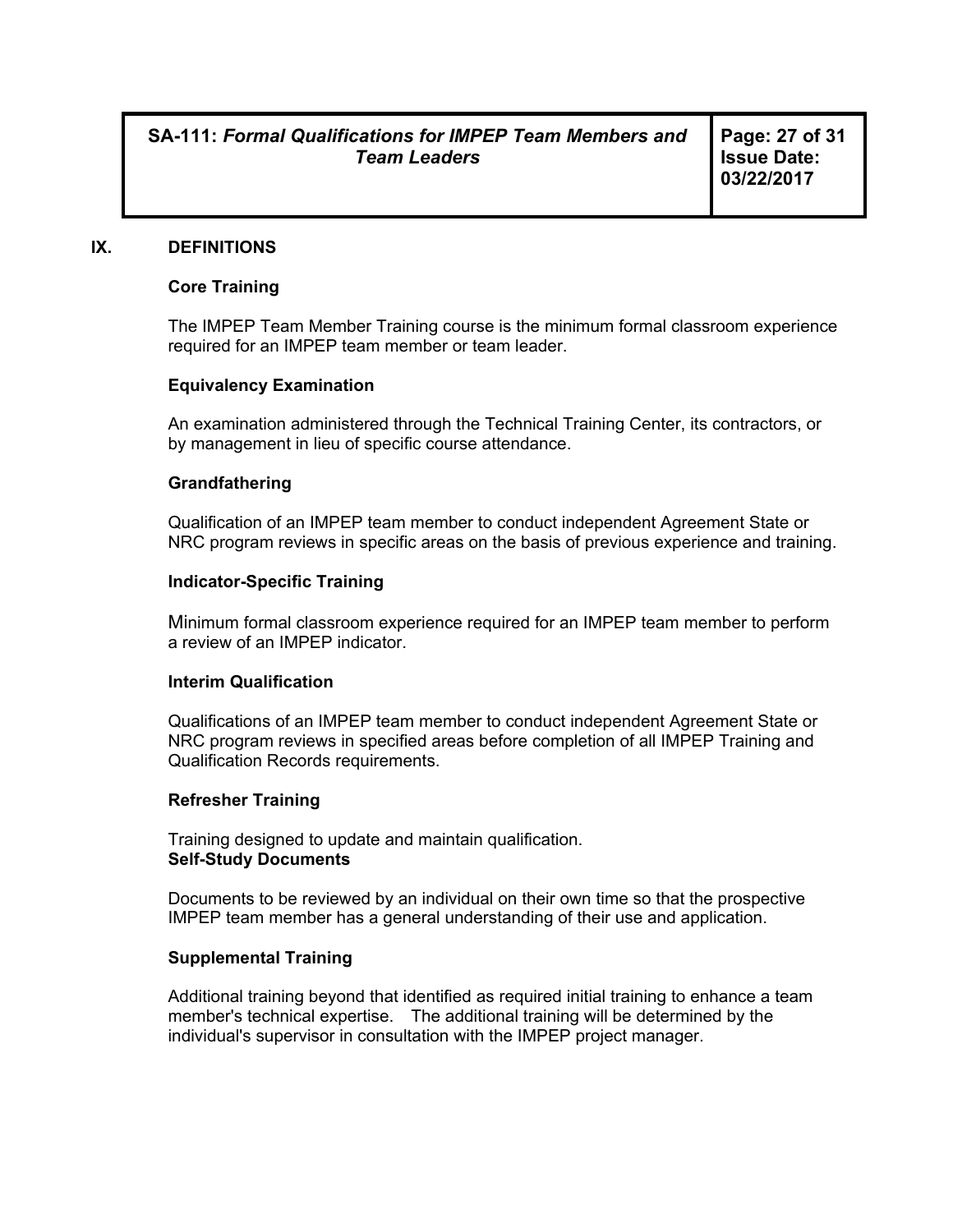## IX. DEFINITIONS

### Core Training

The IMPEP Team Member Training course is the minimum formal classroom experience required for an IMPEP team member or team leader.

### Equivalency Examination

An examination administered through the Technical Training Center, its contractors, or by management in lieu of specific course attendance.

### Grandfathering

Qualification of an IMPEP team member to conduct independent Agreement State or NRC program reviews in specific areas on the basis of previous experience and training.

### Indicator-Specific Training

Minimum formal classroom experience required for an IMPEP team member to perform a review of an IMPEP indicator.

### Interim Qualification

Qualifications of an IMPEP team member to conduct independent Agreement State or NRC program reviews in specified areas before completion of all IMPEP Training and Qualification Records requirements.

### Refresher Training

Training designed to update and maintain qualification.

### Self-Study Documents

Documents to be reviewed by an individual on their own time so that the prospective IMPEP team member has a general understanding of their use and application.

### Supplemental Training

Additional training beyond that identified as required initial training to enhance a team member's technical expertise. The additional training will be determined by the individual's supervisor in consultation with the IMPEP project manager.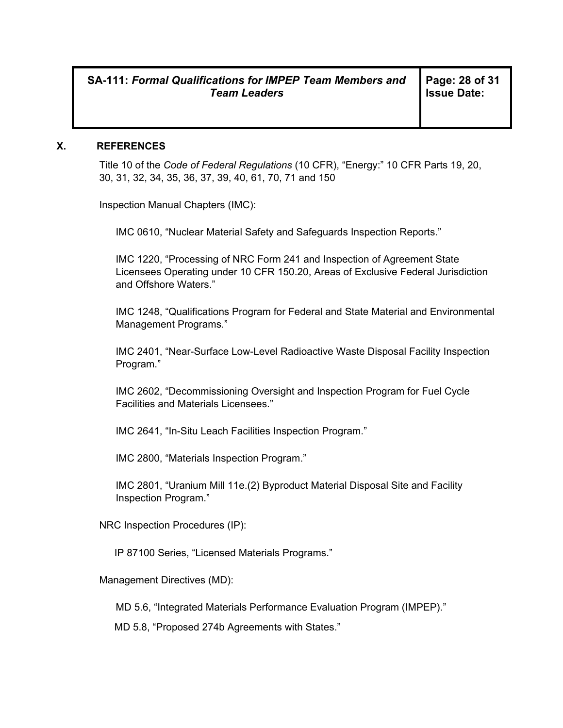## X. REFERENCES

Title 10 of the *Code of Federal Regulations* (10 CFR), "Energy:" 10 CFR Parts 19, 20, 30, 31, 32, 34, 35, 36, 37, 39, 40, 61, 70, 71 and 150

Inspection Manual Chapters (IMC):

IMC 0610, "Nuclear Material Safety and Safeguards Inspection Reports."

IMC 1220, "Processing of NRC Form 241 and Inspection of Agreement State Licensees Operating under 10 CFR 150.20, Areas of Exclusive Federal Jurisdiction and Offshore Waters."

IMC 1248, "Qualifications Program for Federal and State Material and Environmental Management Programs."

IMC 2401, "Near-Surface Low-Level Radioactive Waste Disposal Facility Inspection Program."

IMC 2602, "Decommissioning Oversight and Inspection Program for Fuel Cycle Facilities and Materials Licensees."

IMC 2641, "In-Situ Leach Facilities Inspection Program."

IMC 2800, "Materials Inspection Program."

IMC 2801, "Uranium Mill 11e.(2) Byproduct Material Disposal Site and Facility Inspection Program."

NRC Inspection Procedures (IP):

IP 87100 Series, "Licensed Materials Programs."

Management Directives (MD):

MD 5.6, "Integrated Materials Performance Evaluation Program (IMPEP)."

MD 5.8, "Proposed 274b Agreements with States."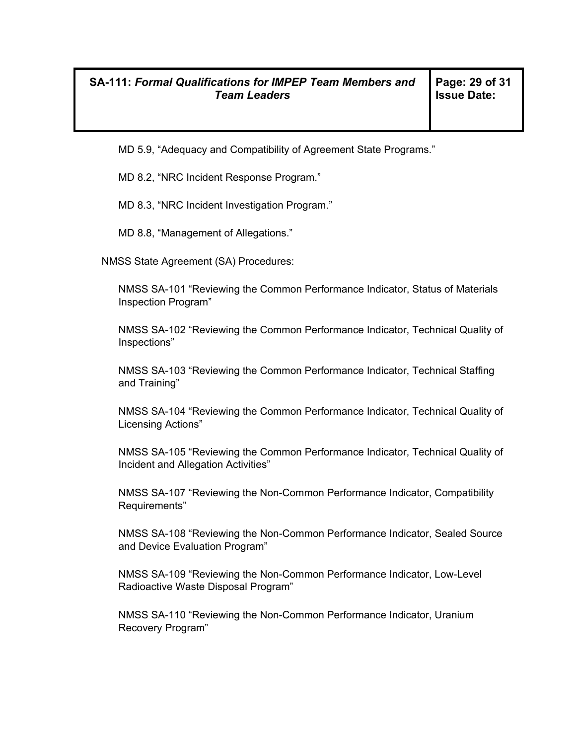MD 5.9, “Adequacy and Compatibility of Agreement State Programs.”

MD 8.2, “NRC Incident Response Program.”

MD 8.3, “NRC Incident Investigation Program.”

MD 8.8, “Management of Allegations.”

NMSS State Agreement (SA) Procedures:

NMSS SA-101 “Reviewing the Common Performance Indicator, Status of Materials Inspection Program”

NMSS SA-102 “Reviewing the Common Performance Indicator, Technical Quality of Inspections”

NMSS SA-103 “Reviewing the Common Performance Indicator, Technical Staffing and Training”

NMSS SA-104 “Reviewing the Common Performance Indicator, Technical Quality of Licensing Actions”

NMSS SA-105 “Reviewing the Common Performance Indicator, Technical Quality of Incident and Allegation Activities”

NMSS SA-107 “Reviewing the Non-Common Performance Indicator, Compatibility Requirements”

NMSS SA-108 “Reviewing the Non-Common Performance Indicator, Sealed Source and Device Evaluation Program”

NMSS SA-109 “Reviewing the Non-Common Performance Indicator, Low-Level Radioactive Waste Disposal Program”

NMSS SA-110 “Reviewing the Non-Common Performance Indicator, Uranium Recovery Program”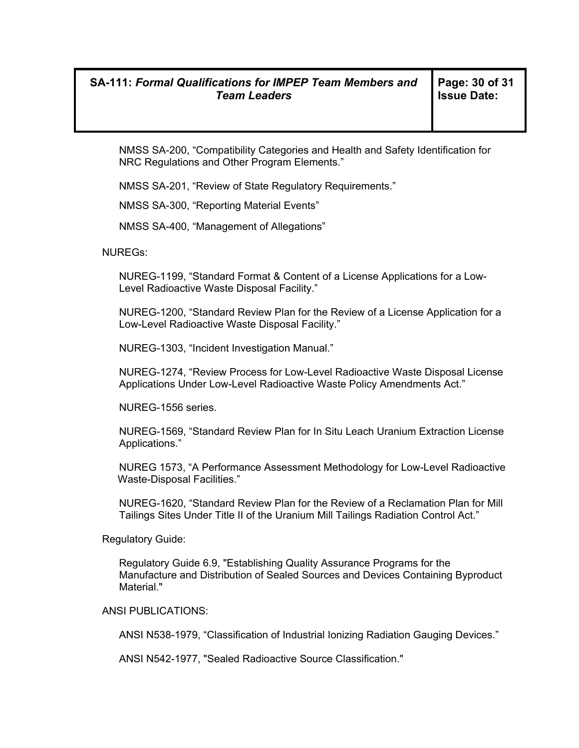NMSS SA-200, “Compatibility Categories and Health and Safety Identification for NRC Regulations and Other Program Elements.”

NMSS SA-201, “Review of State Regulatory Requirements.”

NMSS SA-300, “Reporting Material Events”

NMSS SA-400, “Management of Allegations”

NUREGs:

NUREG-1199, “Standard Format & Content of a License Applications for a Low-Level Radioactive Waste Disposal Facility.”

NUREG-1200, “Standard Review Plan for the Review of a License Application for a Low-Level Radioactive Waste Disposal Facility.”

NUREG-1303, “Incident Investigation Manual.”

NUREG-1274, “Review Process for Low-Level Radioactive Waste Disposal License Applications Under Low-Level Radioactive Waste Policy Amendments Act.”

NUREG-1556 series.

NUREG-1569, “Standard Review Plan for In Situ Leach Uranium Extraction License Applications.”

NUREG 1573, “A Performance Assessment Methodology for Low-Level Radioactive Waste-Disposal Facilities.”

NUREG-1620, “Standard Review Plan for the Review of a Reclamation Plan for Mill Tailings Sites Under Title II of the Uranium Mill Tailings Radiation Control Act.”

Regulatory Guide:

Regulatory Guide 6.9, "Establishing Quality Assurance Programs for the Manufacture and Distribution of Sealed Sources and Devices Containing Byproduct Material."

ANSI PUBLICATIONS:

ANSI N538-1979, “Classification of Industrial Ionizing Radiation Gauging Devices.”

ANSI N542-1977, "Sealed Radioactive Source Classification."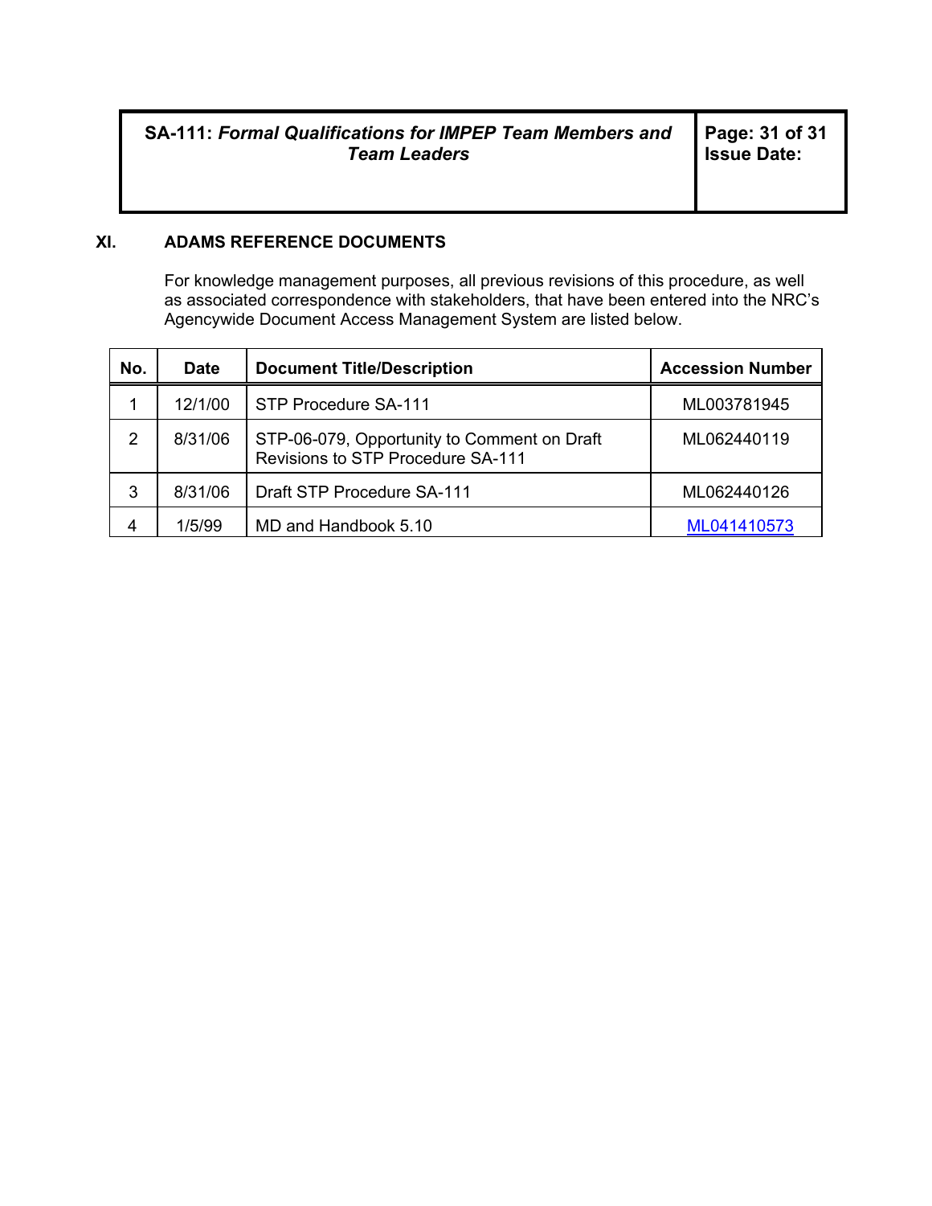## XI. ADAMS REFERENCE DOCUMENTS

For knowledge management purposes, all previous revisions of this procedure, as well as associated correspondence with stakeholders, that have been entered into the NRC's Agencywide Document Access Management System are listed below.

| No. | Date | Document Title/Description | Accession Number |
|---|---|---|---|
| 1 | 12/1/00 | STP Procedure SA-111 | ML003781945 |
| 2 | 8/31/06 | STP-06-079, Opportunity to Comment on Draft Revisions to STP Procedure SA-111 | ML062440119 |
| 3 | 8/31/06 | Draft STP Procedure SA-111 | ML062440126 |
| 4 | 1/5/99 | MD and Handbook 5.10 | ML041410573 |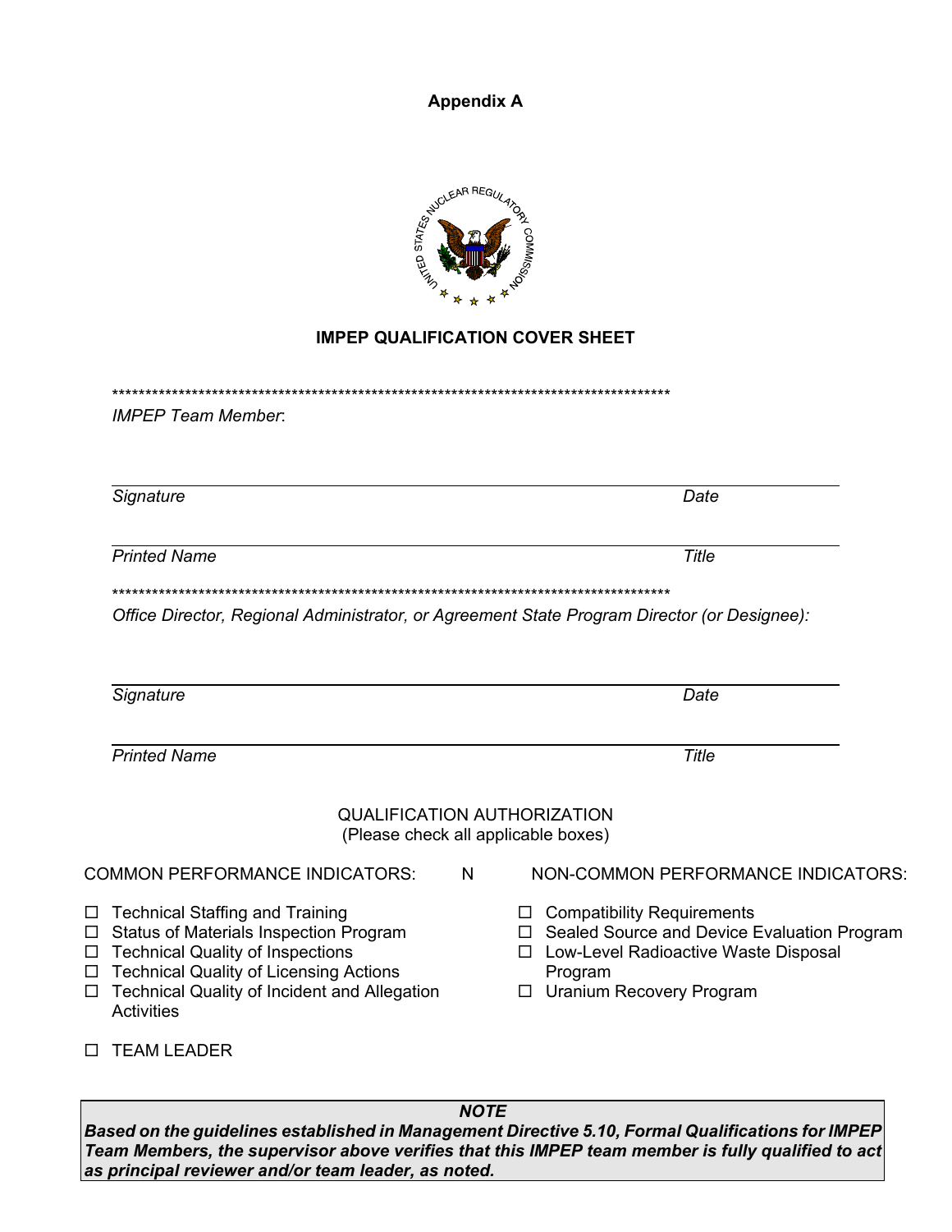**Appendix A**

**IMPEP QUALIFICATION COVER SHEET**

\*\*\*\*\*\*\*\*\*\*\*\*\*\*\*\*\*\*\*\*\*\*\*\*\*\*\*\*\*\*\*\*\*\*\*\*\*\*\*\*\*\*\*\*\*\*\*\*\*\*\*\*\*\*\*\*\*\*\*\*\*\*\*\*\*\*\*\*\*\*\*\*\*\*\*\*\*\*\*\*\*\*\*\*

*IMPEP Team Member*:

_______________________________________________

*Signature* *Date*

_______________________________________________

*Printed Name* *Title*

\*\*\*\*\*\*\*\*\*\*\*\*\*\*\*\*\*\*\*\*\*\*\*\*\*\*\*\*\*\*\*\*\*\*\*\*\*\*\*\*\*\*\*\*\*\*\*\*\*\*\*\*\*\*\*\*\*\*\*\*\*\*\*\*\*\*\*\*\*\*\*\*\*\*\*\*\*\*\*\*\*\*\*\*

*Office Director, Regional Administrator, or Agreement State Program Director (or Designee):*

_______________________________________________

*Signature* *Date*

_______________________________________________

*Printed Name* *Title*

QUALIFICATION AUTHORIZATION
(Please check all applicable boxes)

COMMON PERFORMANCE INDICATORS: N NON-COMMON PERFORMANCE INDICATORS:

- ☐ Technical Staffing and Training
- ☐ Status of Materials Inspection Program
- ☐ Technical Quality of Inspections
- ☐ Technical Quality of Licensing Actions
- ☐ Technical Quality of Incident and Allegation Activities

- ☐ Compatibility Requirements
- ☐ Sealed Source and Device Evaluation Program
- ☐ Low-Level Radioactive Waste Disposal Program
- ☐ Uranium Recovery Program

☐ TEAM LEADER

> ***NOTE***
>
> ***Based on the guidelines established in Management Directive 5.10, Formal Qualifications for IMPEP Team Members, the supervisor above verifies that this IMPEP team member is fully qualified to act as principal reviewer and/or team leader, as noted.***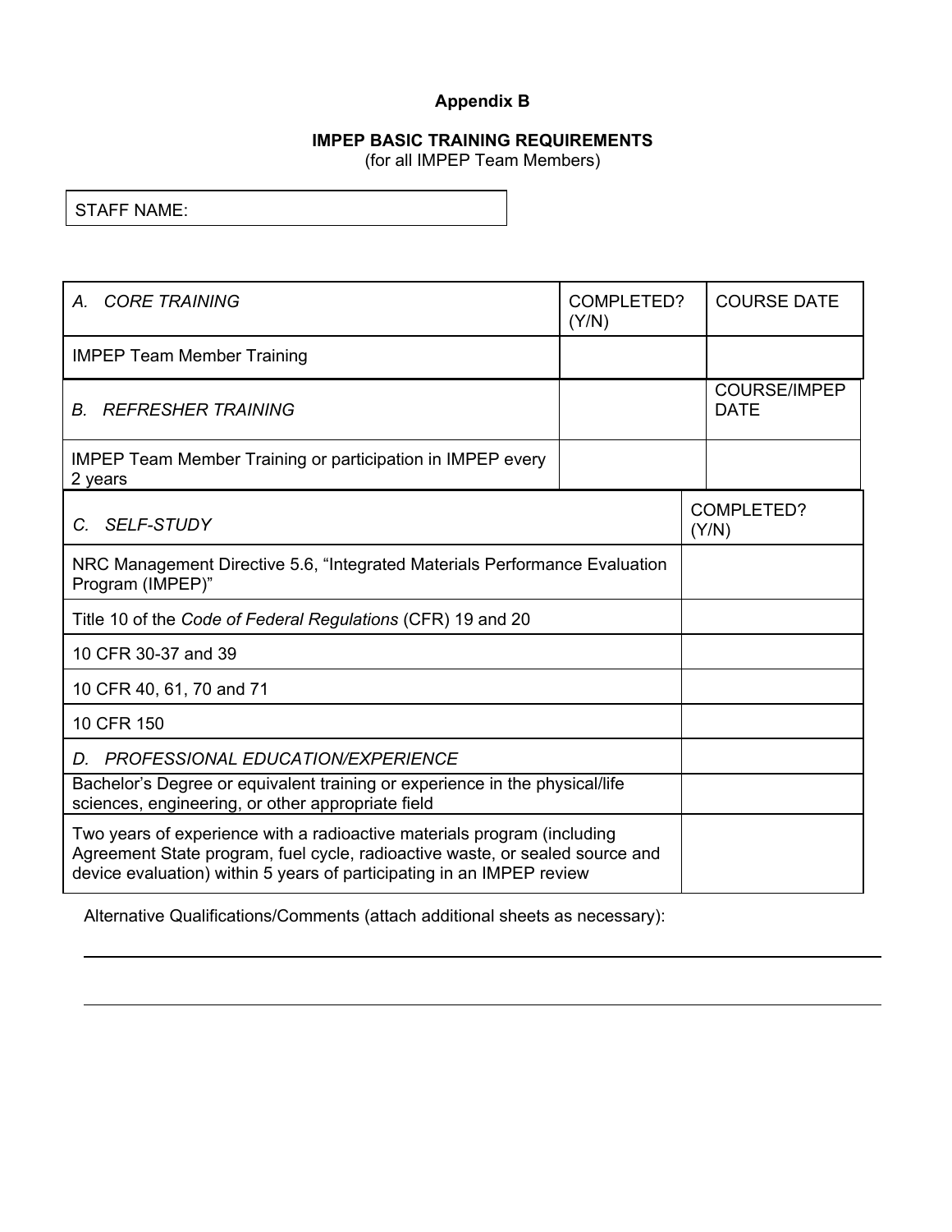**Appendix B**

**IMPEP BASIC TRAINING REQUIREMENTS**
(for all IMPEP Team Members)

| STAFF NAME: |
|---|

| *A. CORE TRAINING* | COMPLETED? (Y/N) | COURSE DATE |
|---|---|---|
| IMPEP Team Member Training | | |
| *B. REFRESHER TRAINING* | | COURSE/IMPEP DATE |
| IMPEP Team Member Training or participation in IMPEP every 2 years | | |

| *C. SELF-STUDY* | COMPLETED? (Y/N) |
|---|---|
| NRC Management Directive 5.6, "Integrated Materials Performance Evaluation Program (IMPEP)" | |
| Title 10 of the *Code of Federal Regulations* (CFR) 19 and 20 | |
| 10 CFR 30-37 and 39 | |
| 10 CFR 40, 61, 70 and 71 | |
| 10 CFR 150 | |
| *D. PROFESSIONAL EDUCATION/EXPERIENCE* | |
| Bachelor's Degree or equivalent training or experience in the physical/life sciences, engineering, or other appropriate field | |
| Two years of experience with a radioactive materials program (including Agreement State program, fuel cycle, radioactive waste, or sealed source and device evaluation) within 5 years of participating in an IMPEP review | |

Alternative Qualifications/Comments (attach additional sheets as necessary):

______________________________________________________________________

______________________________________________________________________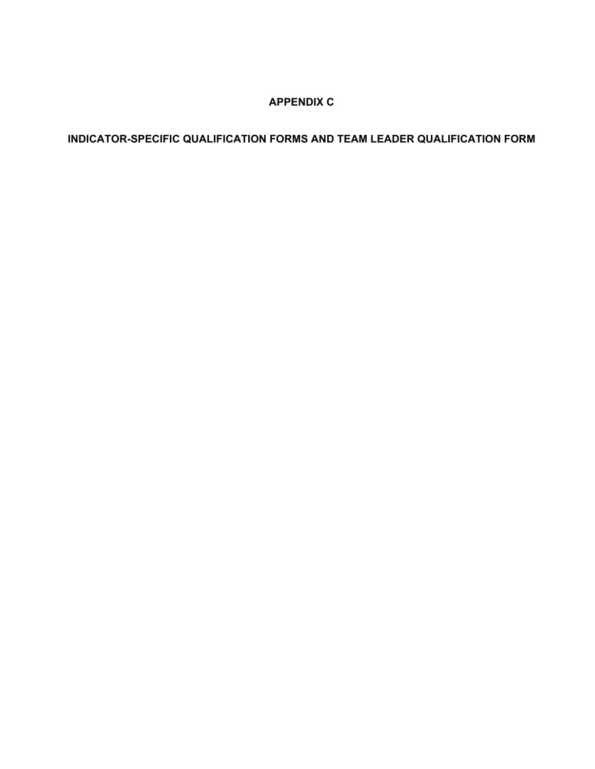# APPENDIX C

## INDICATOR-SPECIFIC QUALIFICATION FORMS AND TEAM LEADER QUALIFICATION FORM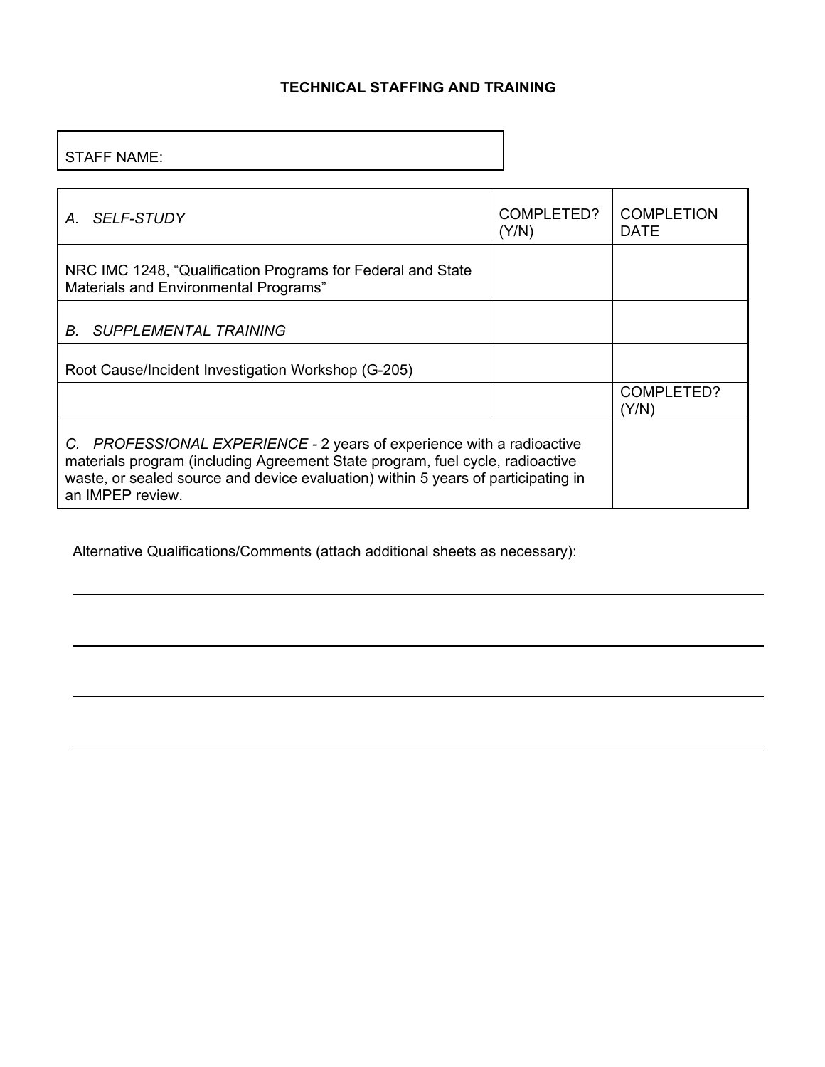## TECHNICAL STAFFING AND TRAINING

| STAFF NAME: |
|---|

| *A. SELF-STUDY* | COMPLETED? (Y/N) | COMPLETION DATE |
|---|---|---|
| NRC IMC 1248, "Qualification Programs for Federal and State Materials and Environmental Programs" | | |
| *B. SUPPLEMENTAL TRAINING* | | |
| Root Cause/Incident Investigation Workshop (G-205) | | |
| | | COMPLETED? (Y/N) |
| *C. PROFESSIONAL EXPERIENCE* - 2 years of experience with a radioactive materials program (including Agreement State program, fuel cycle, radioactive waste, or sealed source and device evaluation) within 5 years of participating in an IMPEP review. | | |

Alternative Qualifications/Comments (attach additional sheets as necessary):

______________________________________________________________________

______________________________________________________________________

______________________________________________________________________

______________________________________________________________________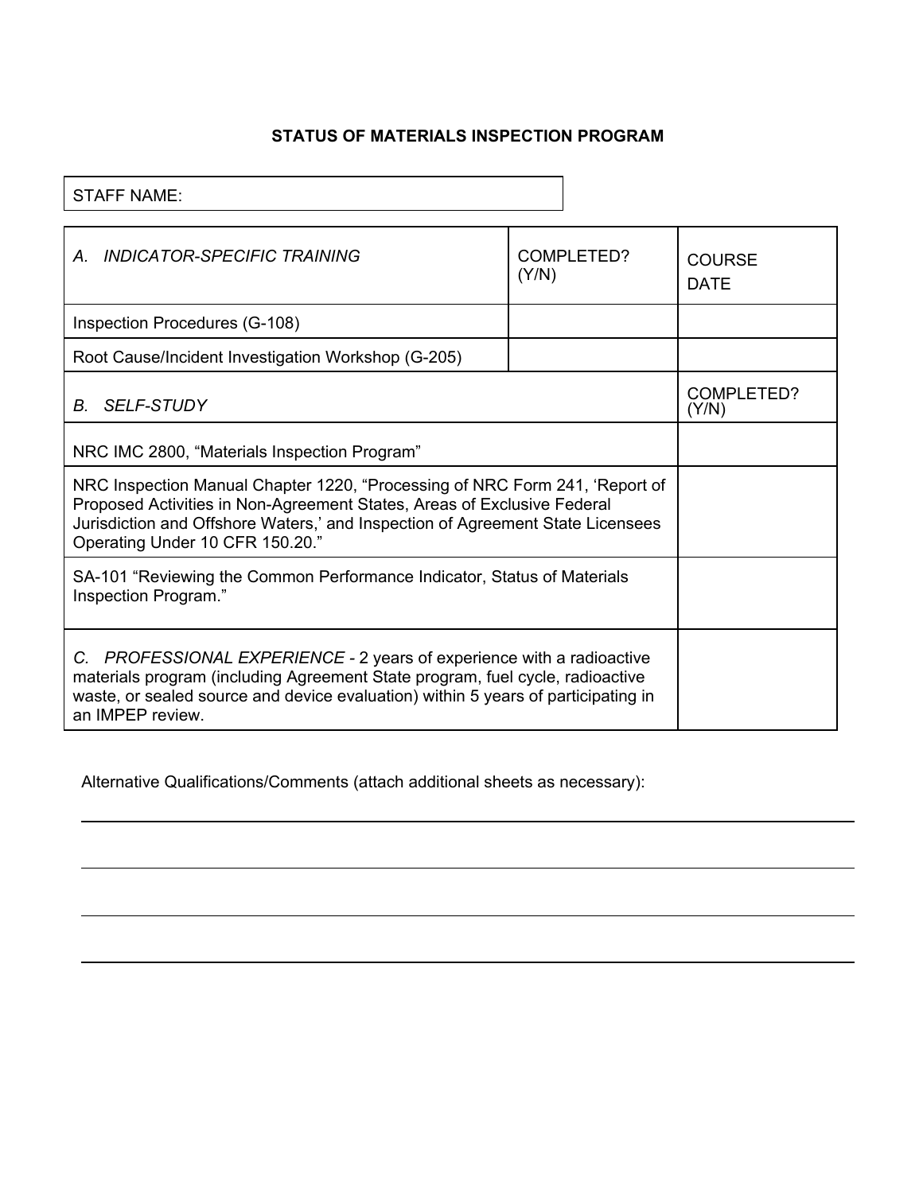# STATUS OF MATERIALS INSPECTION PROGRAM

| STAFF NAME: |
|---|

| *A. INDICATOR-SPECIFIC TRAINING* | COMPLETED? (Y/N) | COURSE DATE |
|---|---|---|
| Inspection Procedures (G-108) | | |
| Root Cause/Incident Investigation Workshop (G-205) | | |
| *B. SELF-STUDY* | | COMPLETED? (Y/N) |
| NRC IMC 2800, “Materials Inspection Program” | | |
| NRC Inspection Manual Chapter 1220, “Processing of NRC Form 241, ‘Report of Proposed Activities in Non-Agreement States, Areas of Exclusive Federal Jurisdiction and Offshore Waters,’ and Inspection of Agreement State Licensees Operating Under 10 CFR 150.20.” | | |
| SA-101 “Reviewing the Common Performance Indicator, Status of Materials Inspection Program.” | | |
| *C. PROFESSIONAL EXPERIENCE* - 2 years of experience with a radioactive materials program (including Agreement State program, fuel cycle, radioactive waste, or sealed source and device evaluation) within 5 years of participating in an IMPEP review. | | |

Alternative Qualifications/Comments (attach additional sheets as necessary):

______________________________________________________________________

______________________________________________________________________

______________________________________________________________________

______________________________________________________________________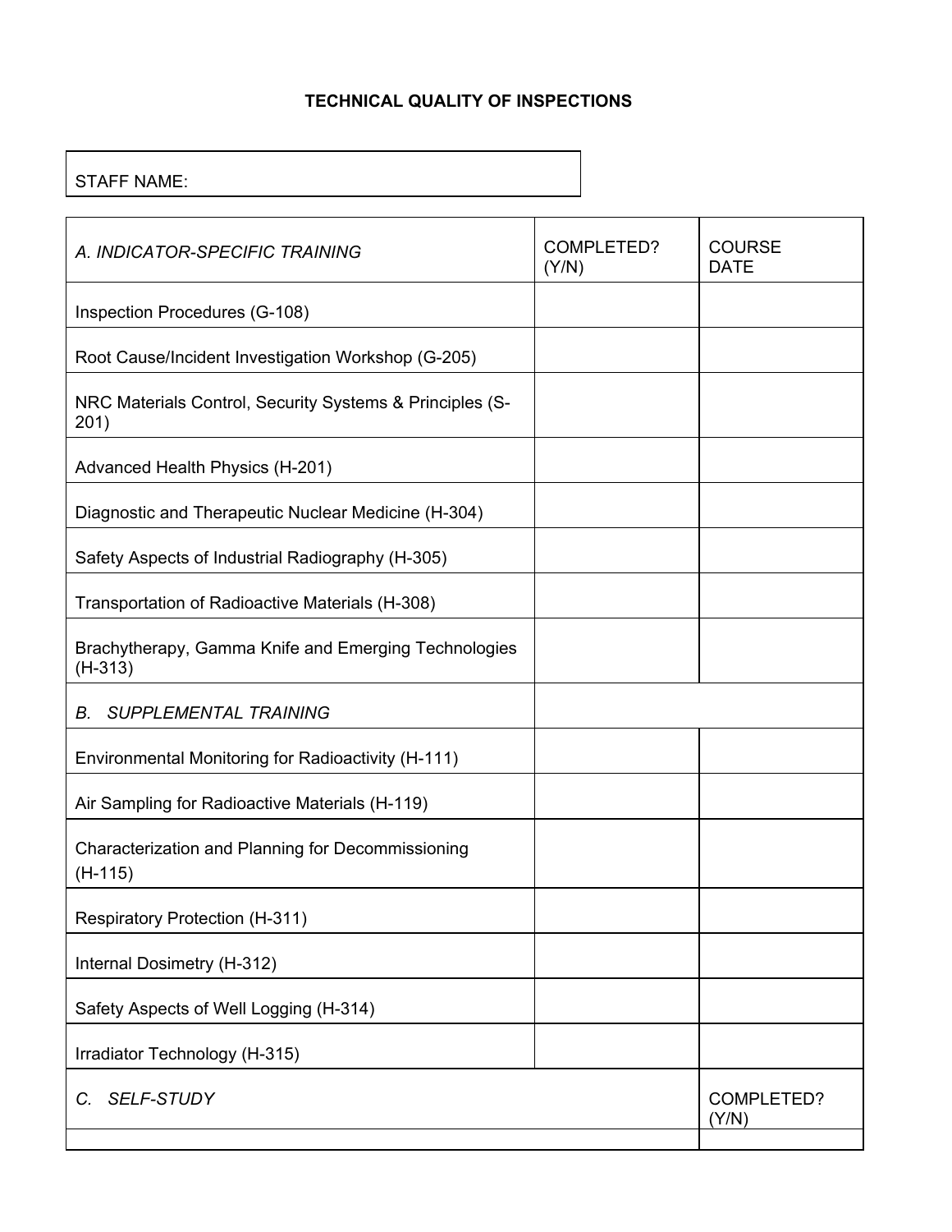## TECHNICAL QUALITY OF INSPECTIONS

| STAFF NAME: |
|---|

| *A. INDICATOR-SPECIFIC TRAINING* | COMPLETED? (Y/N) | COURSE DATE |
|---|---|---|
| Inspection Procedures (G-108) | | |
| Root Cause/Incident Investigation Workshop (G-205) | | |
| NRC Materials Control, Security Systems & Principles (S-201) | | |
| Advanced Health Physics (H-201) | | |
| Diagnostic and Therapeutic Nuclear Medicine (H-304) | | |
| Safety Aspects of Industrial Radiography (H-305) | | |
| Transportation of Radioactive Materials (H-308) | | |
| Brachytherapy, Gamma Knife and Emerging Technologies (H-313) | | |
| *B. SUPPLEMENTAL TRAINING* | | |
| Environmental Monitoring for Radioactivity (H-111) | | |
| Air Sampling for Radioactive Materials (H-119) | | |
| Characterization and Planning for Decommissioning (H-115) | | |
| Respiratory Protection (H-311) | | |
| Internal Dosimetry (H-312) | | |
| Safety Aspects of Well Logging (H-314) | | |
| Irradiator Technology (H-315) | | |

| *C. SELF-STUDY* | COMPLETED? (Y/N) |
|---|---|
| | |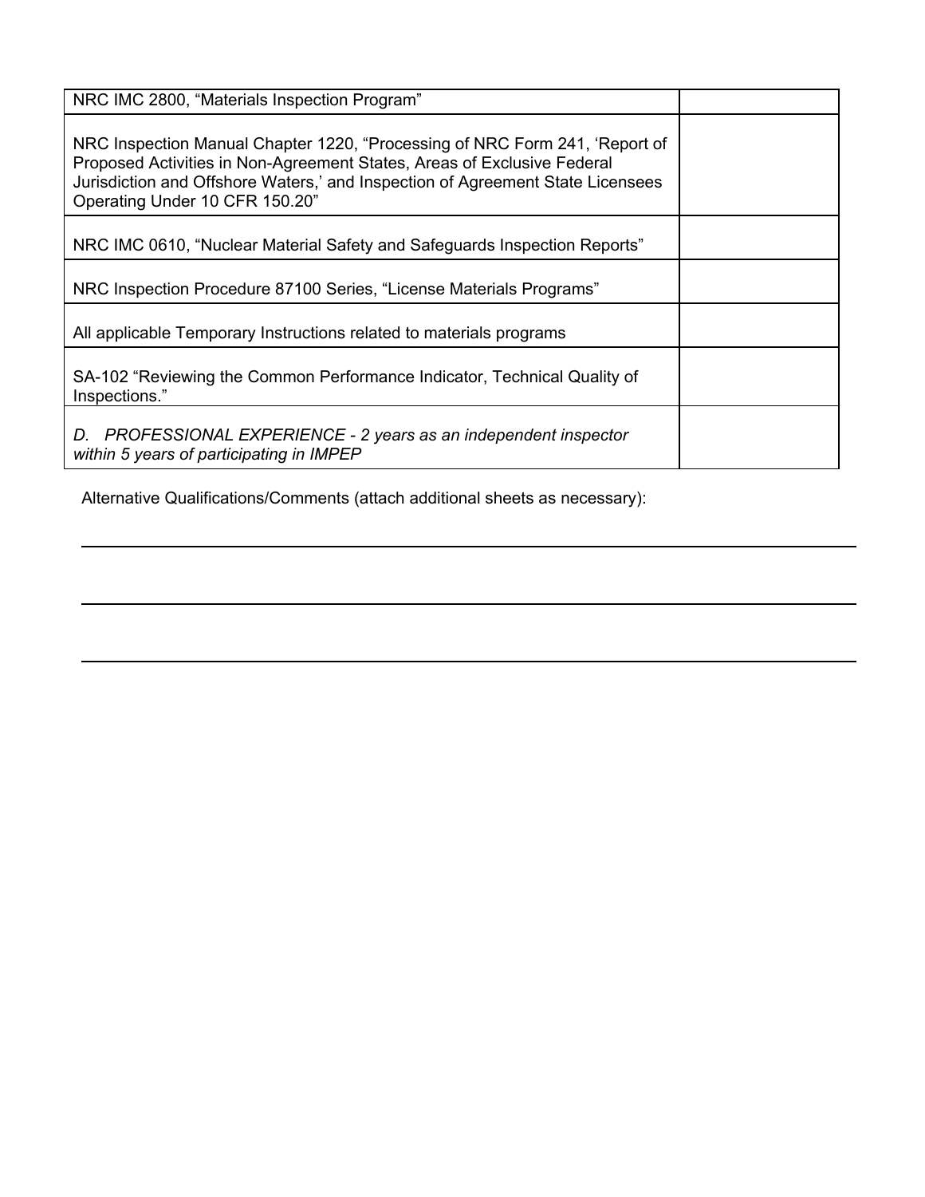| | |
|---|---|
| NRC IMC 2800, “Materials Inspection Program” | |
| NRC Inspection Manual Chapter 1220, “Processing of NRC Form 241, ‘Report of Proposed Activities in Non-Agreement States, Areas of Exclusive Federal Jurisdiction and Offshore Waters,’ and Inspection of Agreement State Licensees Operating Under 10 CFR 150.20” | |
| NRC IMC 0610, “Nuclear Material Safety and Safeguards Inspection Reports” | |
| NRC Inspection Procedure 87100 Series, “License Materials Programs” | |
| All applicable Temporary Instructions related to materials programs | |
| SA-102 “Reviewing the Common Performance Indicator, Technical Quality of Inspections.” | |
| *D. PROFESSIONAL EXPERIENCE - 2 years as an independent inspector within 5 years of participating in IMPEP* | |

Alternative Qualifications/Comments (attach additional sheets as necessary):

---

---

---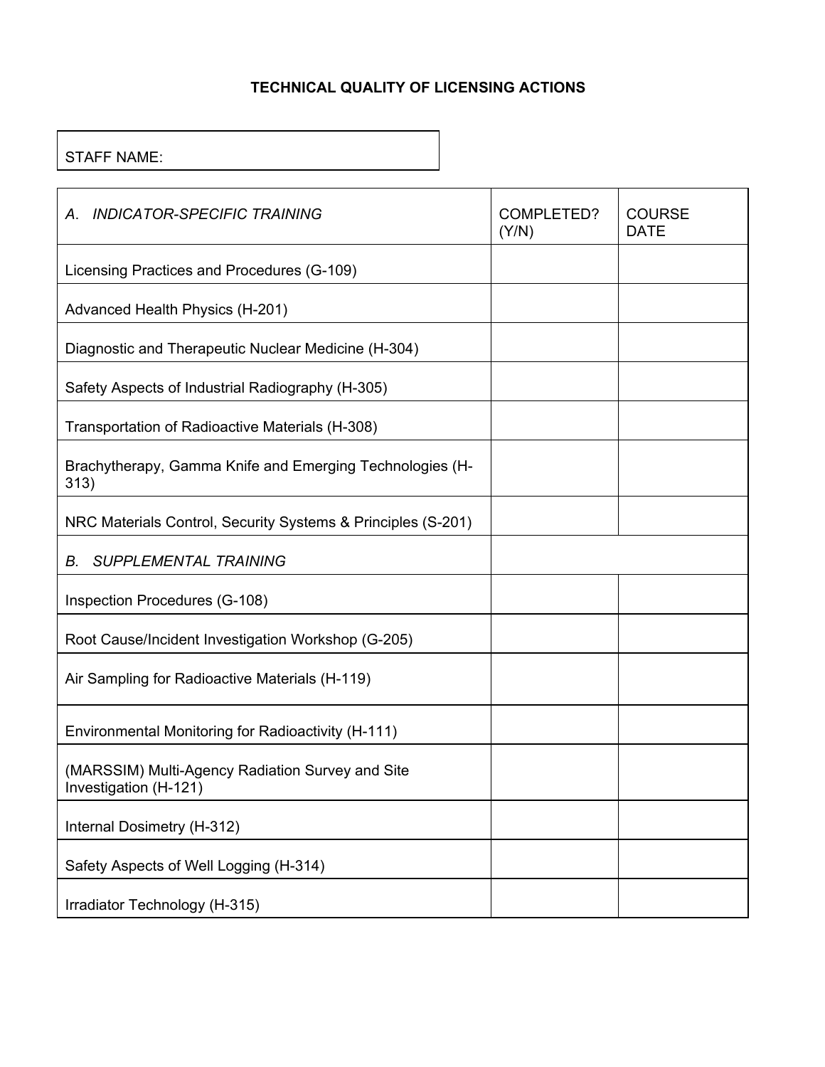# TECHNICAL QUALITY OF LICENSING ACTIONS

| STAFF NAME: |
|---|

| *A. INDICATOR-SPECIFIC TRAINING* | COMPLETED? (Y/N) | COURSE DATE |
|---|---|---|
| Licensing Practices and Procedures (G-109) | | |
| Advanced Health Physics (H-201) | | |
| Diagnostic and Therapeutic Nuclear Medicine (H-304) | | |
| Safety Aspects of Industrial Radiography (H-305) | | |
| Transportation of Radioactive Materials (H-308) | | |
| Brachytherapy, Gamma Knife and Emerging Technologies (H-313) | | |
| NRC Materials Control, Security Systems & Principles (S-201) | | |
| *B. SUPPLEMENTAL TRAINING* | | |
| Inspection Procedures (G-108) | | |
| Root Cause/Incident Investigation Workshop (G-205) | | |
| Air Sampling for Radioactive Materials (H-119) | | |
| Environmental Monitoring for Radioactivity (H-111) | | |
| (MARSSIM) Multi-Agency Radiation Survey and Site Investigation (H-121) | | |
| Internal Dosimetry (H-312) | | |
| Safety Aspects of Well Logging (H-314) | | |
| Irradiator Technology (H-315) | | |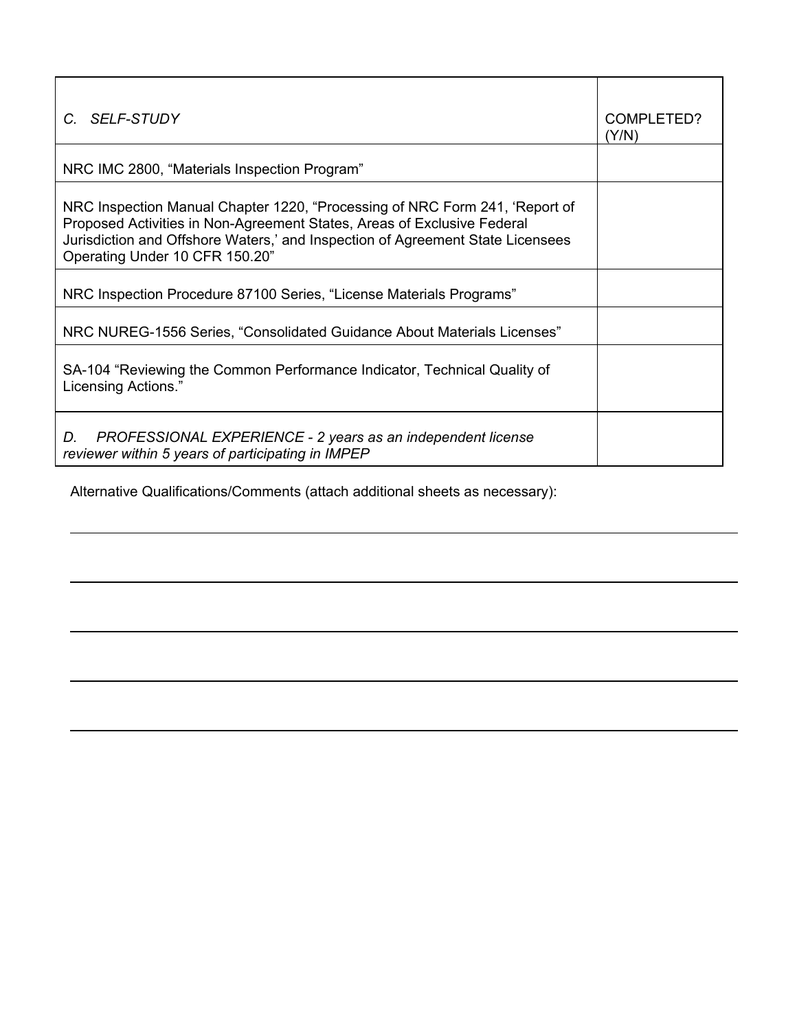| *C. SELF-STUDY* | COMPLETED? (Y/N) |
|---|---|
| NRC IMC 2800, “Materials Inspection Program” | |
| NRC Inspection Manual Chapter 1220, “Processing of NRC Form 241, ‘Report of Proposed Activities in Non-Agreement States, Areas of Exclusive Federal Jurisdiction and Offshore Waters,’ and Inspection of Agreement State Licensees Operating Under 10 CFR 150.20” | |
| NRC Inspection Procedure 87100 Series, “License Materials Programs” | |
| NRC NUREG-1556 Series, “Consolidated Guidance About Materials Licenses” | |
| SA-104 “Reviewing the Common Performance Indicator, Technical Quality of Licensing Actions.” | |
| *D. PROFESSIONAL EXPERIENCE - 2 years as an independent license reviewer within 5 years of participating in IMPEP* | |

Alternative Qualifications/Comments (attach additional sheets as necessary):

\_\_\_\_\_\_\_\_\_\_\_\_\_\_\_\_\_\_\_\_\_\_\_\_\_\_\_\_\_\_\_\_\_\_\_\_\_\_\_\_\_\_\_\_\_\_\_\_\_\_\_\_\_\_\_\_\_\_\_\_

\_\_\_\_\_\_\_\_\_\_\_\_\_\_\_\_\_\_\_\_\_\_\_\_\_\_\_\_\_\_\_\_\_\_\_\_\_\_\_\_\_\_\_\_\_\_\_\_\_\_\_\_\_\_\_\_\_\_\_\_

\_\_\_\_\_\_\_\_\_\_\_\_\_\_\_\_\_\_\_\_\_\_\_\_\_\_\_\_\_\_\_\_\_\_\_\_\_\_\_\_\_\_\_\_\_\_\_\_\_\_\_\_\_\_\_\_\_\_\_\_

\_\_\_\_\_\_\_\_\_\_\_\_\_\_\_\_\_\_\_\_\_\_\_\_\_\_\_\_\_\_\_\_\_\_\_\_\_\_\_\_\_\_\_\_\_\_\_\_\_\_\_\_\_\_\_\_\_\_\_\_

\_\_\_\_\_\_\_\_\_\_\_\_\_\_\_\_\_\_\_\_\_\_\_\_\_\_\_\_\_\_\_\_\_\_\_\_\_\_\_\_\_\_\_\_\_\_\_\_\_\_\_\_\_\_\_\_\_\_\_\_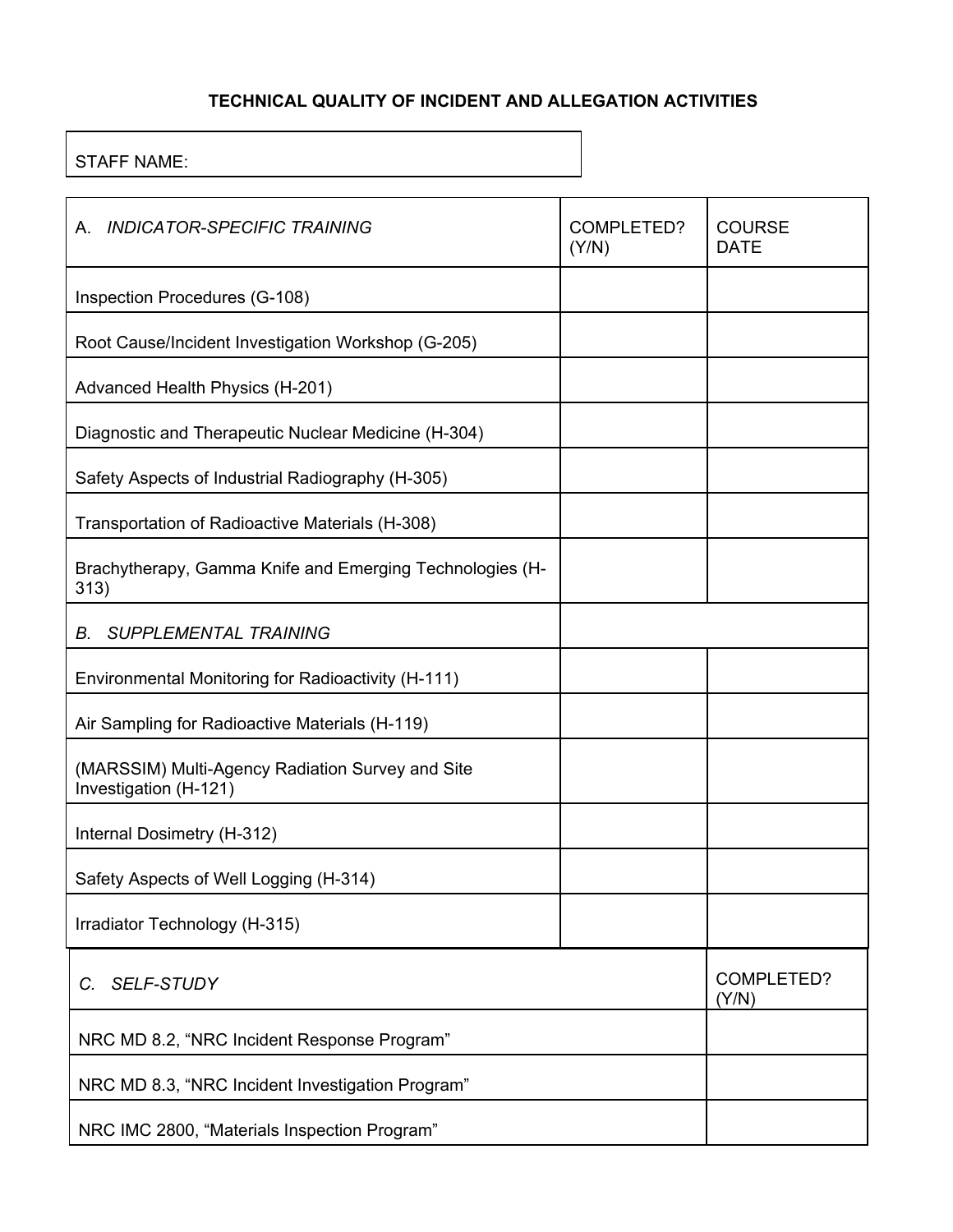## TECHNICAL QUALITY OF INCIDENT AND ALLEGATION ACTIVITIES

| STAFF NAME: |
|---|

| A. *INDICATOR-SPECIFIC TRAINING* | COMPLETED? (Y/N) | COURSE DATE |
|---|---|---|
| Inspection Procedures (G-108) | | |
| Root Cause/Incident Investigation Workshop (G-205) | | |
| Advanced Health Physics (H-201) | | |
| Diagnostic and Therapeutic Nuclear Medicine (H-304) | | |
| Safety Aspects of Industrial Radiography (H-305) | | |
| Transportation of Radioactive Materials (H-308) | | |
| Brachytherapy, Gamma Knife and Emerging Technologies (H-313) | | |
| B. *SUPPLEMENTAL TRAINING* | | |
| Environmental Monitoring for Radioactivity (H-111) | | |
| Air Sampling for Radioactive Materials (H-119) | | |
| (MARSSIM) Multi-Agency Radiation Survey and Site Investigation (H-121) | | |
| Internal Dosimetry (H-312) | | |
| Safety Aspects of Well Logging (H-314) | | |
| Irradiator Technology (H-315) | | |

| C. *SELF-STUDY* | COMPLETED? (Y/N) |
|---|---|
| NRC MD 8.2, "NRC Incident Response Program" | |
| NRC MD 8.3, "NRC Incident Investigation Program" | |
| NRC IMC 2800, "Materials Inspection Program" | |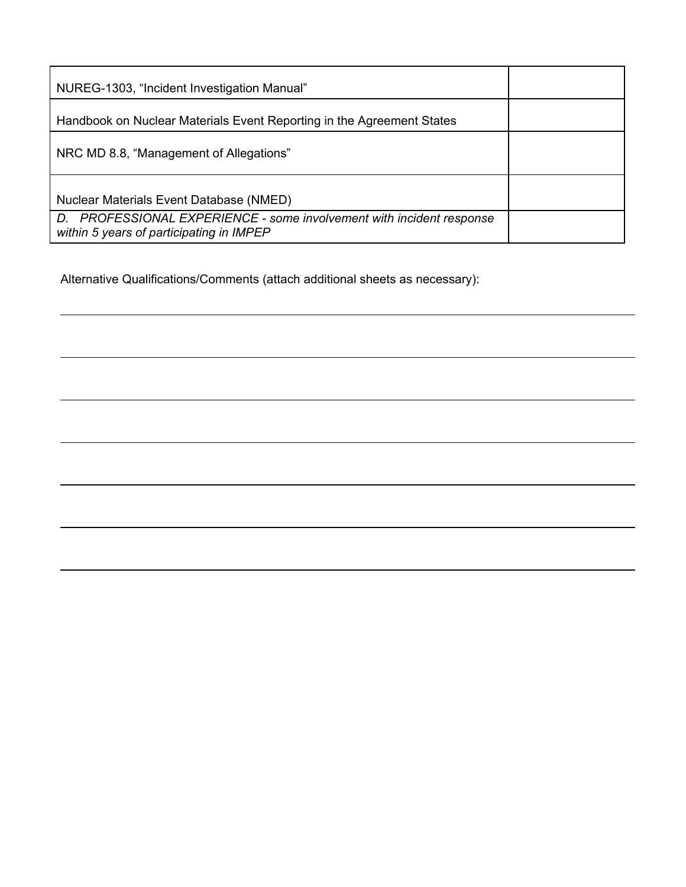| | |
|---|---|
| NUREG-1303, “Incident Investigation Manual” | |
| Handbook on Nuclear Materials Event Reporting in the Agreement States | |
| NRC MD 8.8, “Management of Allegations” | |
| Nuclear Materials Event Database (NMED) | |
| *D. PROFESSIONAL EXPERIENCE - some involvement with incident response within 5 years of participating in IMPEP* | |

Alternative Qualifications/Comments (attach additional sheets as necessary):

______________________________________________________________________

______________________________________________________________________

______________________________________________________________________

______________________________________________________________________

______________________________________________________________________

______________________________________________________________________

______________________________________________________________________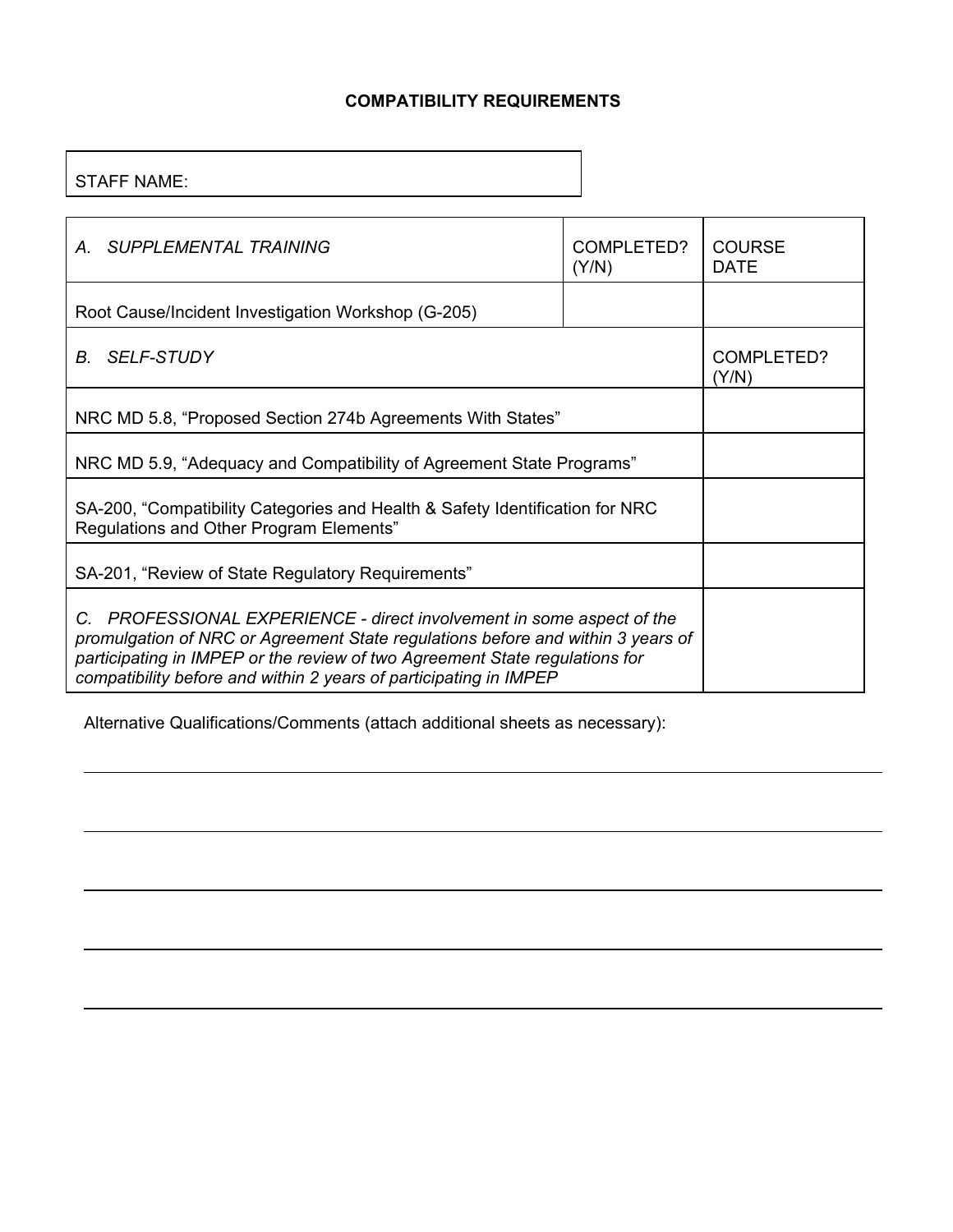**COMPATIBILITY REQUIREMENTS**

| STAFF NAME: |
|---|

| *A. SUPPLEMENTAL TRAINING* | COMPLETED? (Y/N) | COURSE DATE |
|---|---|---|
| Root Cause/Incident Investigation Workshop (G-205) | | |

| *B. SELF-STUDY* | COMPLETED? (Y/N) |
|---|---|
| NRC MD 5.8, "Proposed Section 274b Agreements With States" | |
| NRC MD 5.9, "Adequacy and Compatibility of Agreement State Programs" | |
| SA-200, "Compatibility Categories and Health & Safety Identification for NRC Regulations and Other Program Elements" | |
| SA-201, "Review of State Regulatory Requirements" | |
| *C. PROFESSIONAL EXPERIENCE - direct involvement in some aspect of the promulgation of NRC or Agreement State regulations before and within 3 years of participating in IMPEP or the review of two Agreement State regulations for compatibility before and within 2 years of participating in IMPEP* | |

Alternative Qualifications/Comments (attach additional sheets as necessary):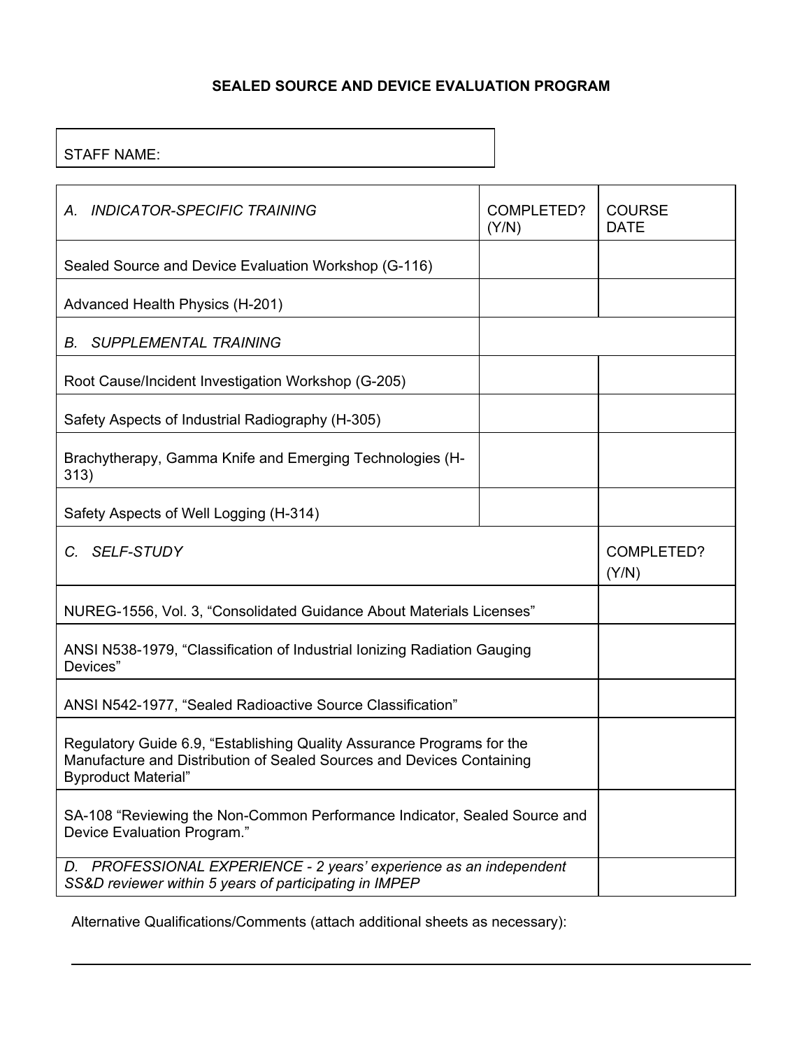## SEALED SOURCE AND DEVICE EVALUATION PROGRAM

| STAFF NAME: |
|---|

| *A. INDICATOR-SPECIFIC TRAINING* | COMPLETED? (Y/N) | COURSE DATE |
|---|---|---|
| Sealed Source and Device Evaluation Workshop (G-116) | | |
| Advanced Health Physics (H-201) | | |
| *B. SUPPLEMENTAL TRAINING* | | |
| Root Cause/Incident Investigation Workshop (G-205) | | |
| Safety Aspects of Industrial Radiography (H-305) | | |
| Brachytherapy, Gamma Knife and Emerging Technologies (H-313) | | |
| Safety Aspects of Well Logging (H-314) | | |

| *C. SELF-STUDY* | COMPLETED? (Y/N) |
|---|---|
| NUREG-1556, Vol. 3, "Consolidated Guidance About Materials Licenses" | |
| ANSI N538-1979, "Classification of Industrial Ionizing Radiation Gauging Devices" | |
| ANSI N542-1977, "Sealed Radioactive Source Classification" | |
| Regulatory Guide 6.9, "Establishing Quality Assurance Programs for the Manufacture and Distribution of Sealed Sources and Devices Containing Byproduct Material" | |
| SA-108 "Reviewing the Non-Common Performance Indicator, Sealed Source and Device Evaluation Program." | |
| *D. PROFESSIONAL EXPERIENCE - 2 years' experience as an independent SS&D reviewer within 5 years of participating in IMPEP* | |

Alternative Qualifications/Comments (attach additional sheets as necessary):

---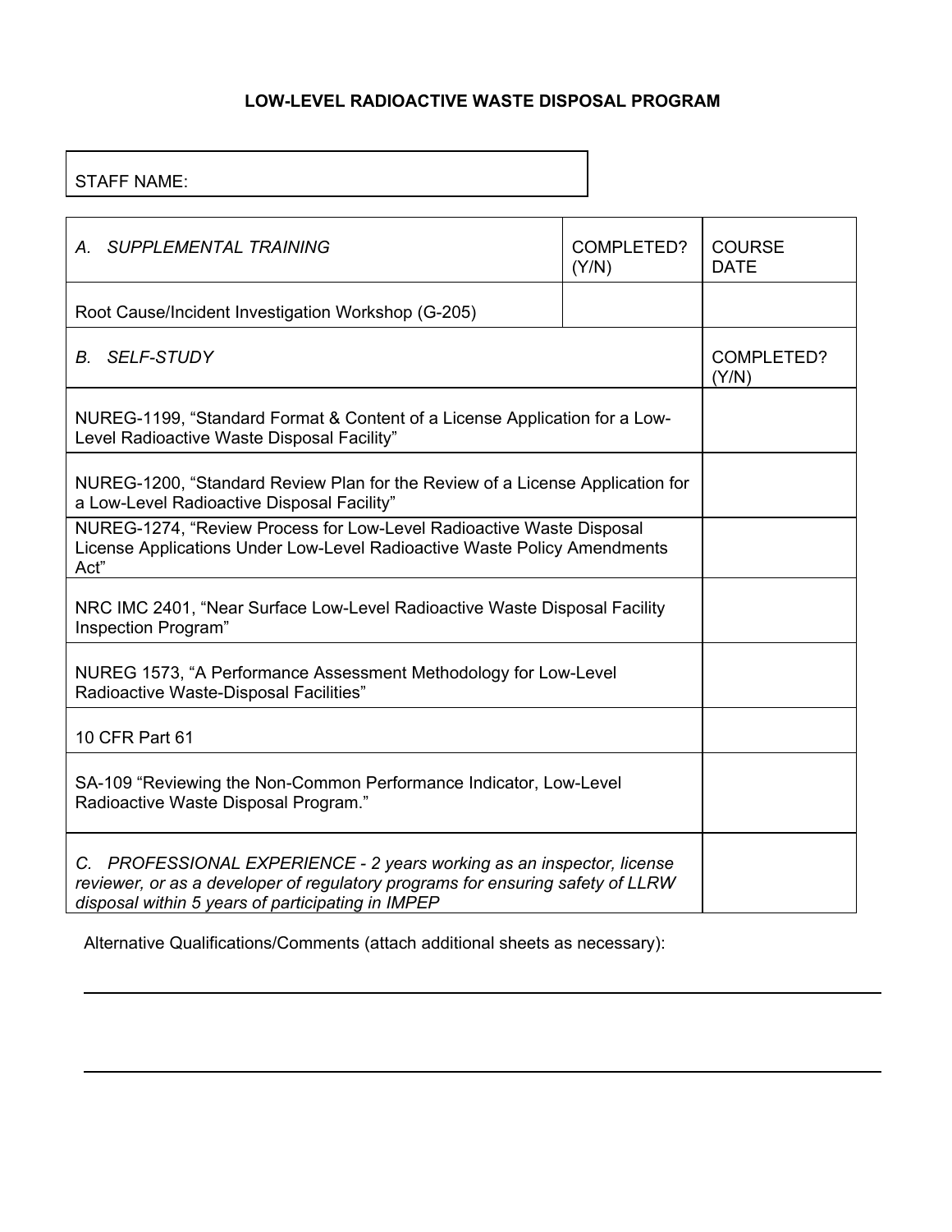## LOW-LEVEL RADIOACTIVE WASTE DISPOSAL PROGRAM

| STAFF NAME: |
|---|

| *A. SUPPLEMENTAL TRAINING* | COMPLETED? (Y/N) | COURSE DATE |
|---|---|---|
| Root Cause/Incident Investigation Workshop (G-205) | | |

| *B. SELF-STUDY* | COMPLETED? (Y/N) |
|---|---|
| NUREG-1199, "Standard Format & Content of a License Application for a Low-Level Radioactive Waste Disposal Facility" | |
| NUREG-1200, "Standard Review Plan for the Review of a License Application for a Low-Level Radioactive Disposal Facility" | |
| NUREG-1274, "Review Process for Low-Level Radioactive Waste Disposal License Applications Under Low-Level Radioactive Waste Policy Amendments Act" | |
| NRC IMC 2401, "Near Surface Low-Level Radioactive Waste Disposal Facility Inspection Program" | |
| NUREG 1573, "A Performance Assessment Methodology for Low-Level Radioactive Waste-Disposal Facilities" | |
| 10 CFR Part 61 | |
| SA-109 "Reviewing the Non-Common Performance Indicator, Low-Level Radioactive Waste Disposal Program." | |
| *C. PROFESSIONAL EXPERIENCE - 2 years working as an inspector, license reviewer, or as a developer of regulatory programs for ensuring safety of LLRW disposal within 5 years of participating in IMPEP* | |

Alternative Qualifications/Comments (attach additional sheets as necessary):

______________________________________________________________________

______________________________________________________________________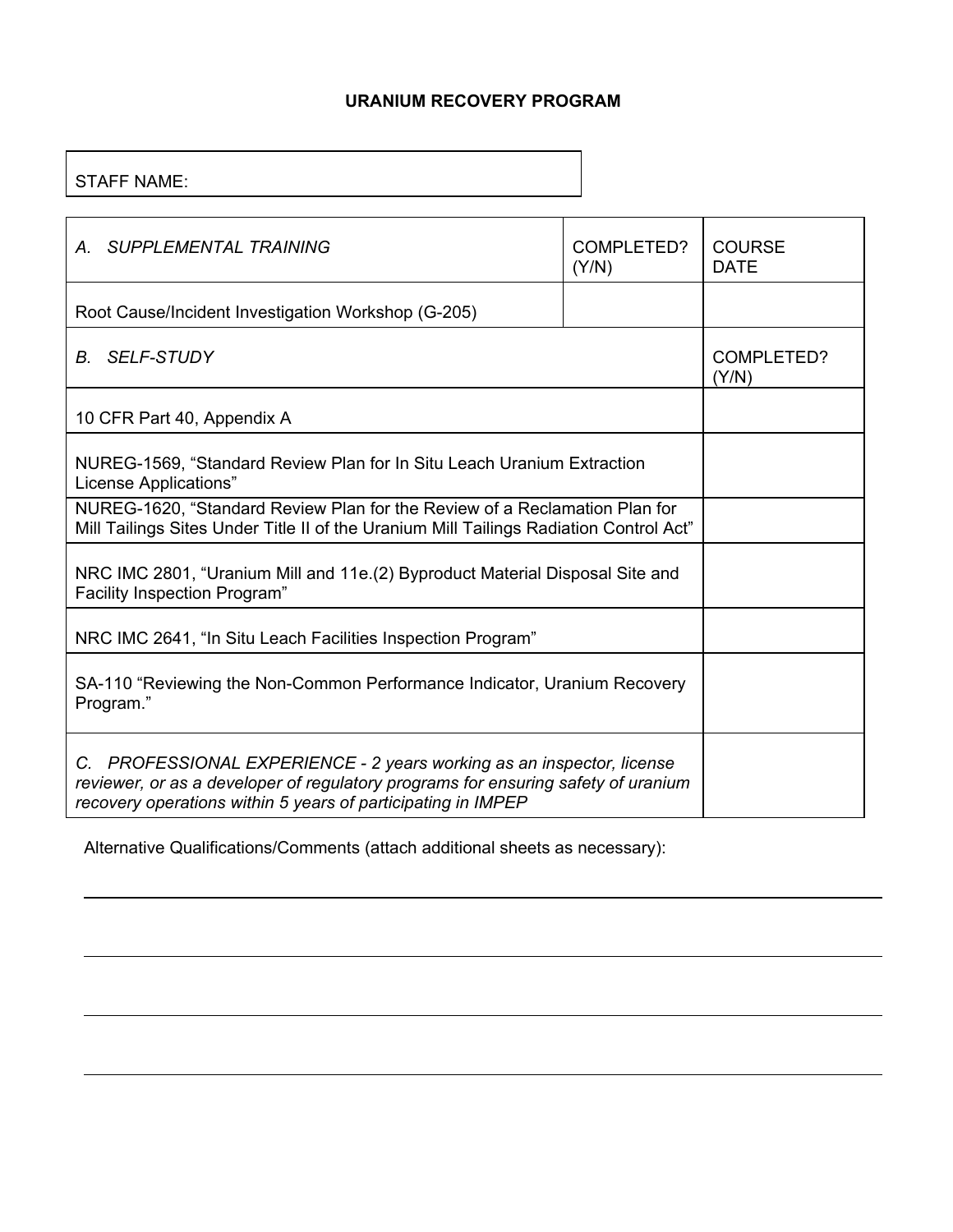# URANIUM RECOVERY PROGRAM

| STAFF NAME: |
|---|

| *A. SUPPLEMENTAL TRAINING* | COMPLETED? (Y/N) | COURSE DATE |
|---|---|---|
| Root Cause/Incident Investigation Workshop (G-205) | | |

| *B. SELF-STUDY* | COMPLETED? (Y/N) |
|---|---|
| 10 CFR Part 40, Appendix A | |
| NUREG-1569, "Standard Review Plan for In Situ Leach Uranium Extraction License Applications" | |
| NUREG-1620, "Standard Review Plan for the Review of a Reclamation Plan for Mill Tailings Sites Under Title II of the Uranium Mill Tailings Radiation Control Act" | |
| NRC IMC 2801, "Uranium Mill and 11e.(2) Byproduct Material Disposal Site and Facility Inspection Program" | |
| NRC IMC 2641, "In Situ Leach Facilities Inspection Program" | |
| SA-110 "Reviewing the Non-Common Performance Indicator, Uranium Recovery Program." | |
| *C. PROFESSIONAL EXPERIENCE - 2 years working as an inspector, license reviewer, or as a developer of regulatory programs for ensuring safety of uranium recovery operations within 5 years of participating in IMPEP* | |

Alternative Qualifications/Comments (attach additional sheets as necessary):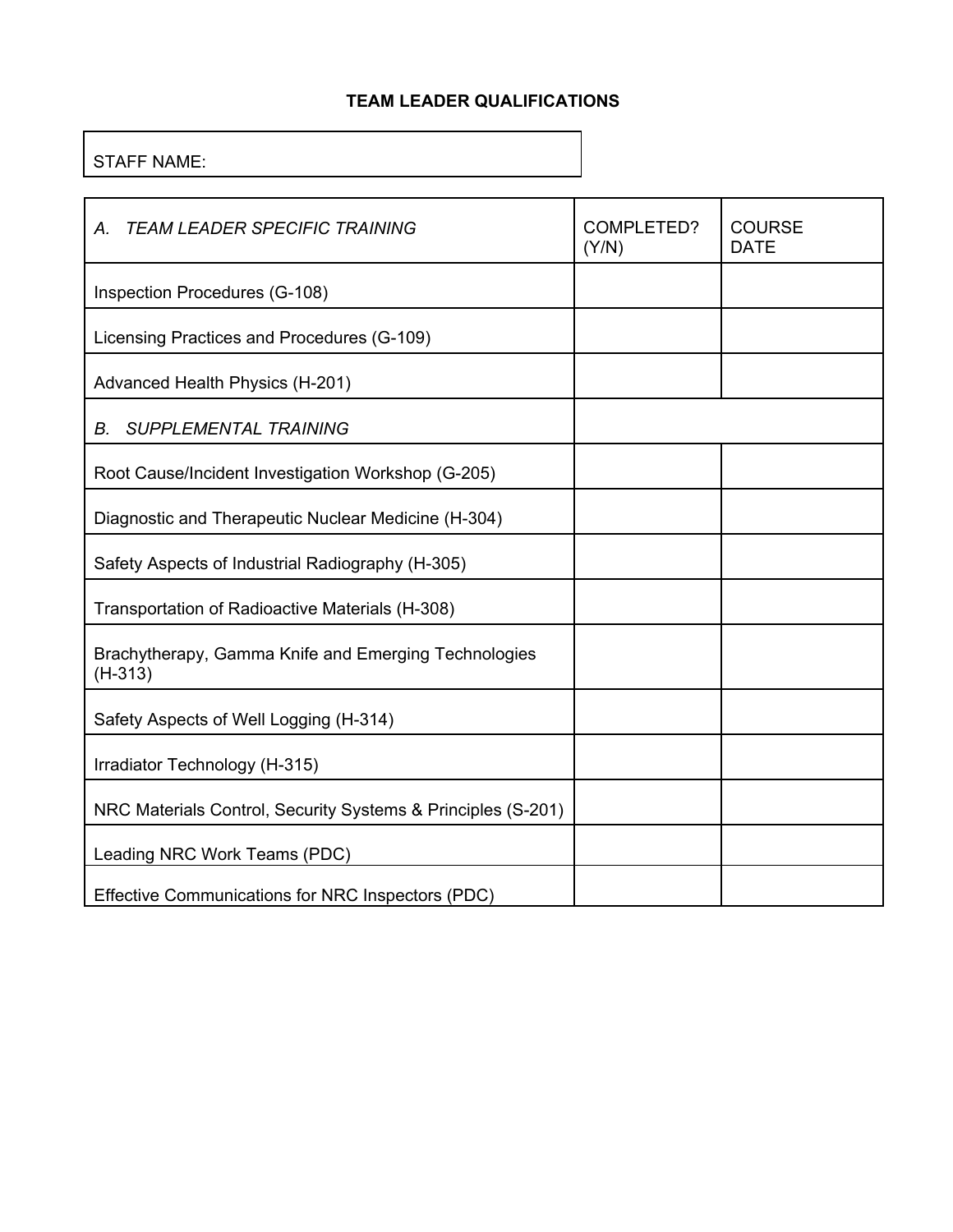# TEAM LEADER QUALIFICATIONS

| STAFF NAME: |
|---|

| *A. TEAM LEADER SPECIFIC TRAINING* | COMPLETED? (Y/N) | COURSE DATE |
|---|---|---|
| Inspection Procedures (G-108) | | |
| Licensing Practices and Procedures (G-109) | | |
| Advanced Health Physics (H-201) | | |
| *B. SUPPLEMENTAL TRAINING* | | |
| Root Cause/Incident Investigation Workshop (G-205) | | |
| Diagnostic and Therapeutic Nuclear Medicine (H-304) | | |
| Safety Aspects of Industrial Radiography (H-305) | | |
| Transportation of Radioactive Materials (H-308) | | |
| Brachytherapy, Gamma Knife and Emerging Technologies (H-313) | | |
| Safety Aspects of Well Logging (H-314) | | |
| Irradiator Technology (H-315) | | |
| NRC Materials Control, Security Systems & Principles (S-201) | | |
| Leading NRC Work Teams (PDC) | | |
| Effective Communications for NRC Inspectors (PDC) | | |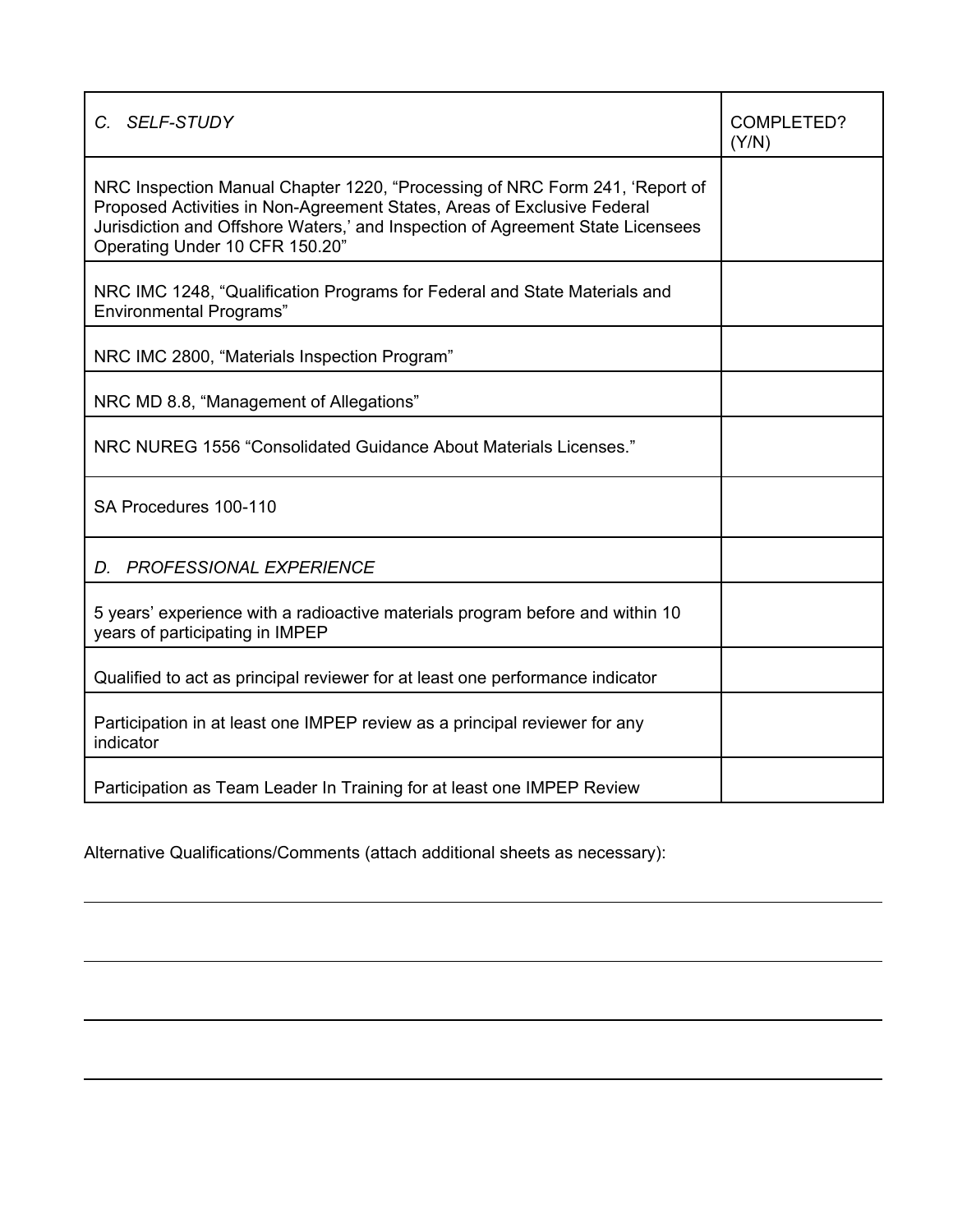| *C. SELF-STUDY* | COMPLETED? (Y/N) |
| --- | --- |
| NRC Inspection Manual Chapter 1220, "Processing of NRC Form 241, 'Report of Proposed Activities in Non-Agreement States, Areas of Exclusive Federal Jurisdiction and Offshore Waters,' and Inspection of Agreement State Licensees Operating Under 10 CFR 150.20" | |
| NRC IMC 1248, "Qualification Programs for Federal and State Materials and Environmental Programs" | |
| NRC IMC 2800, "Materials Inspection Program" | |
| NRC MD 8.8, "Management of Allegations" | |
| NRC NUREG 1556 "Consolidated Guidance About Materials Licenses." | |
| SA Procedures 100-110 | |
| *D. PROFESSIONAL EXPERIENCE* | |
| 5 years' experience with a radioactive materials program before and within 10 years of participating in IMPEP | |
| Qualified to act as principal reviewer for at least one performance indicator | |
| Participation in at least one IMPEP review as a principal reviewer for any indicator | |
| Participation as Team Leader In Training for at least one IMPEP Review | |

Alternative Qualifications/Comments (attach additional sheets as necessary):

______________________________________________________________________

______________________________________________________________________

______________________________________________________________________

______________________________________________________________________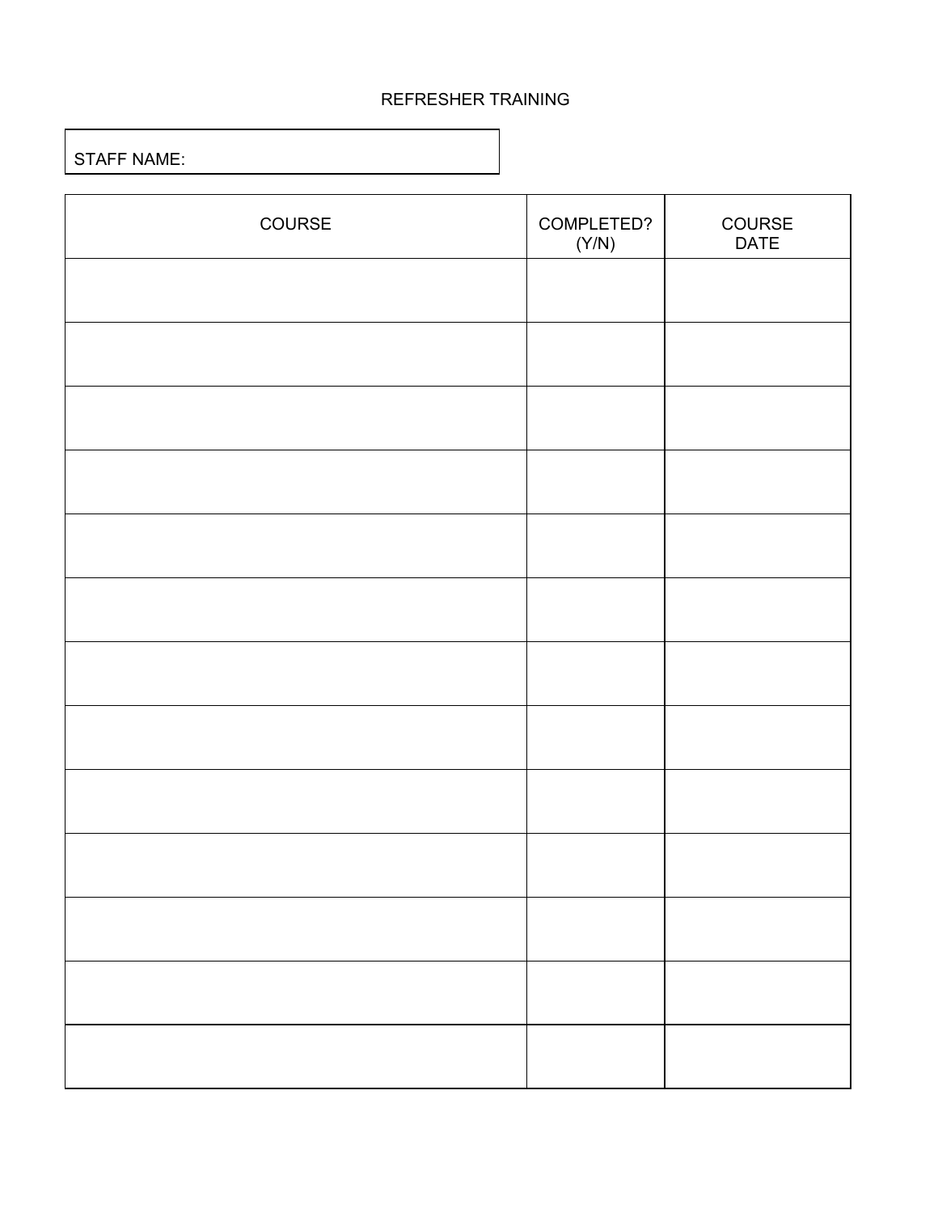# REFRESHER TRAINING

| STAFF NAME: |
|---|

| COURSE | COMPLETED? (Y/N) | COURSE DATE |
|---|---|---|
| | | |
| | | |
| | | |
| | | |
| | | |
| | | |
| | | |
| | | |
| | | |
| | | |
| | | |
| | | |
| | | |